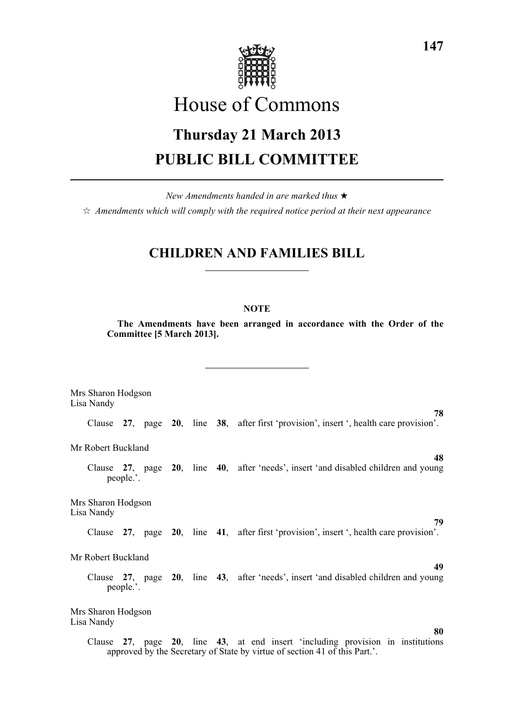# House of Commons

## Thursday 21 March 2013

## PUBLIC BILL COMMITTEE

*New Amendments handed in are marked thus ★*

*☆ Amendments which will comply with the required notice period at their next appearance*

## CHILDREN AND FAMILIES BILL

**NOTE**

**The Amendments have been arranged in accordance with the Order of the Committee [5 March 2013].**

Mrs Sharon Hodgson
Lisa Nandy

**78**

Clause **27**, page **20**, line **38**, after first 'provision', insert ', health care provision'.

Mr Robert Buckland

**48**

Clause **27**, page **20**, line **40**, after 'needs', insert 'and disabled children and young people.'.

Mrs Sharon Hodgson
Lisa Nandy

**79**

Clause **27**, page **20**, line **41**, after first 'provision', insert ', health care provision'.

Mr Robert Buckland

**49**

Clause **27**, page **20**, line **43**, after 'needs', insert 'and disabled children and young people.'.

Mrs Sharon Hodgson
Lisa Nandy

**80**

Clause **27**, page **20**, line **43**, at end insert 'including provision in institutions approved by the Secretary of State by virtue of section 41 of this Part.'.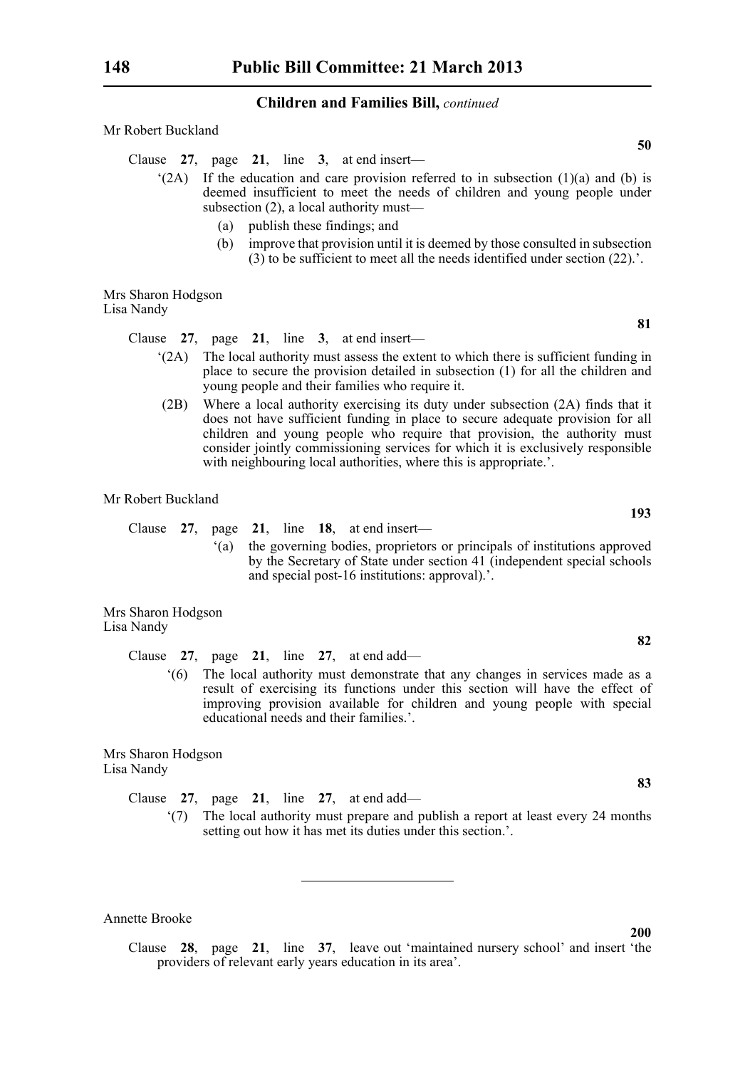**Children and Families Bill,** *continued*

Mr Robert Buckland

**50**

Clause **27**, page **21**, line **3**, at end insert—

'(2A) If the education and care provision referred to in subsection (1)(a) and (b) is deemed insufficient to meet the needs of children and young people under subsection (2), a local authority must—

(a) publish these findings; and

(b) improve that provision until it is deemed by those consulted in subsection (3) to be sufficient to meet all the needs identified under section (22).'.

Mrs Sharon Hodgson
Lisa Nandy

**81**

Clause **27**, page **21**, line **3**, at end insert—

'(2A) The local authority must assess the extent to which there is sufficient funding in place to secure the provision detailed in subsection (1) for all the children and young people and their families who require it.

(2B) Where a local authority exercising its duty under subsection (2A) finds that it does not have sufficient funding in place to secure adequate provision for all children and young people who require that provision, the authority must consider jointly commissioning services for which it is exclusively responsible with neighbouring local authorities, where this is appropriate.'.

Mr Robert Buckland

**193**

Clause **27**, page **21**, line **18**, at end insert—

'(a) the governing bodies, proprietors or principals of institutions approved by the Secretary of State under section 41 (independent special schools and special post-16 institutions: approval).'.

Mrs Sharon Hodgson
Lisa Nandy

**82**

Clause **27**, page **21**, line **27**, at end add—

'(6) The local authority must demonstrate that any changes in services made as a result of exercising its functions under this section will have the effect of improving provision available for children and young people with special educational needs and their families.'.

Mrs Sharon Hodgson
Lisa Nandy

**83**

Clause **27**, page **21**, line **27**, at end add—

'(7) The local authority must prepare and publish a report at least every 24 months setting out how it has met its duties under this section.'.

---

Annette Brooke

**200**

Clause **28**, page **21**, line **37**, leave out 'maintained nursery school' and insert 'the providers of relevant early years education in its area'.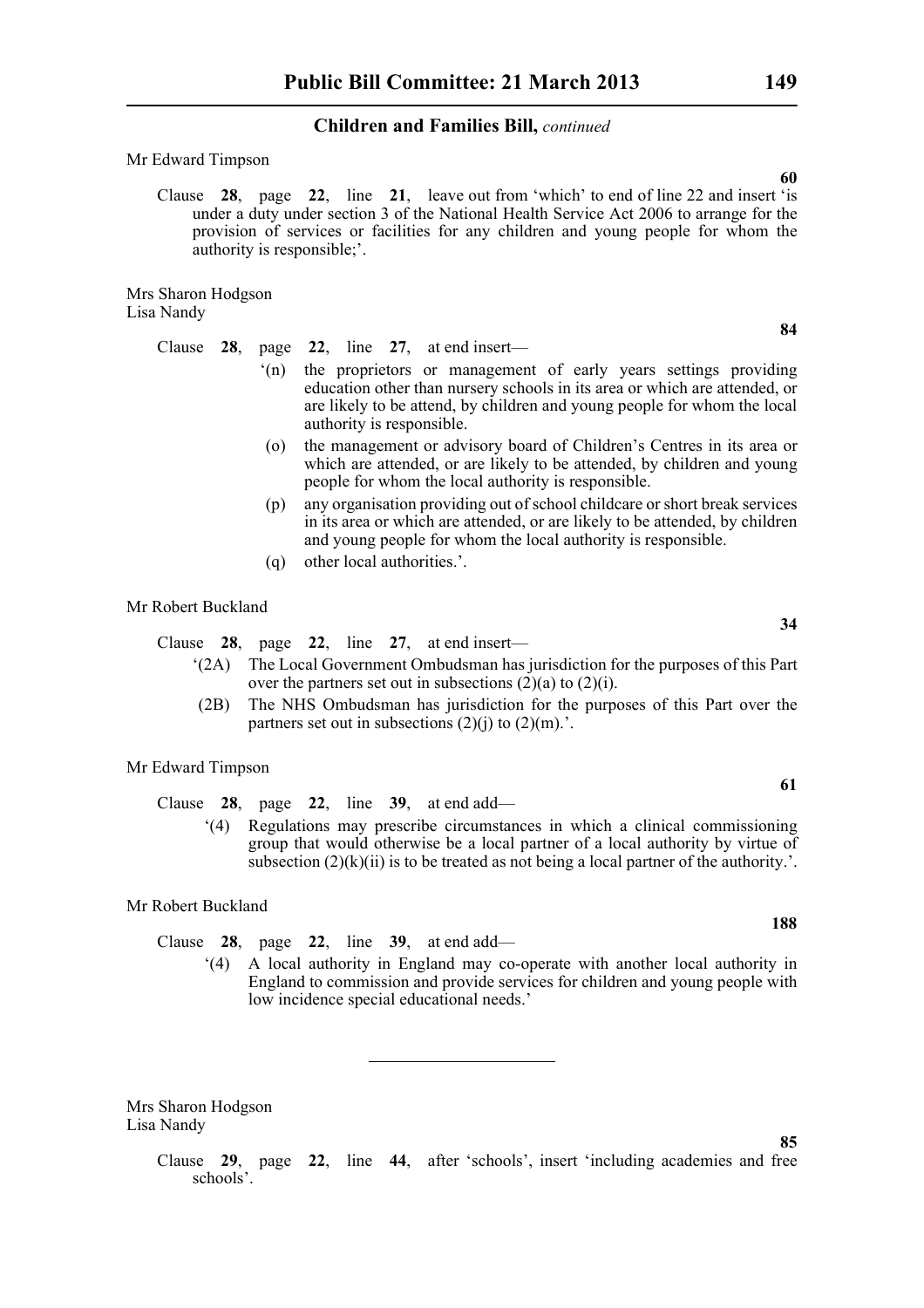Mr Edward Timpson

**60**

Clause **28**, page **22**, line **21**, leave out from 'which' to end of line 22 and insert 'is under a duty under section 3 of the National Health Service Act 2006 to arrange for the provision of services or facilities for any children and young people for whom the authority is responsible;'.

Mrs Sharon Hodgson
Lisa Nandy

**84**

Clause **28**, page **22**, line **27**, at end insert—

'(n) the proprietors or management of early years settings providing education other than nursery schools in its area or which are attended, or are likely to be attend, by children and young people for whom the local authority is responsible.

(o) the management or advisory board of Children's Centres in its area or which are attended, or are likely to be attended, by children and young people for whom the local authority is responsible.

(p) any organisation providing out of school childcare or short break services in its area or which are attended, or are likely to be attended, by children and young people for whom the local authority is responsible.

(q) other local authorities.'.

Mr Robert Buckland

**34**

Clause **28**, page **22**, line **27**, at end insert—

'(2A) The Local Government Ombudsman has jurisdiction for the purposes of this Part over the partners set out in subsections (2)(a) to (2)(i).

(2B) The NHS Ombudsman has jurisdiction for the purposes of this Part over the partners set out in subsections (2)(j) to (2)(m).'.

Mr Edward Timpson

**61**

Clause **28**, page **22**, line **39**, at end add—

'(4) Regulations may prescribe circumstances in which a clinical commissioning group that would otherwise be a local partner of a local authority by virtue of subsection (2)(k)(ii) is to be treated as not being a local partner of the authority.'.

Mr Robert Buckland

**188**

Clause **28**, page **22**, line **39**, at end add—

'(4) A local authority in England may co-operate with another local authority in England to commission and provide services for children and young people with low incidence special educational needs.'

---

Mrs Sharon Hodgson
Lisa Nandy

**85**

Clause **29**, page **22**, line **44**, after 'schools', insert 'including academies and free schools'.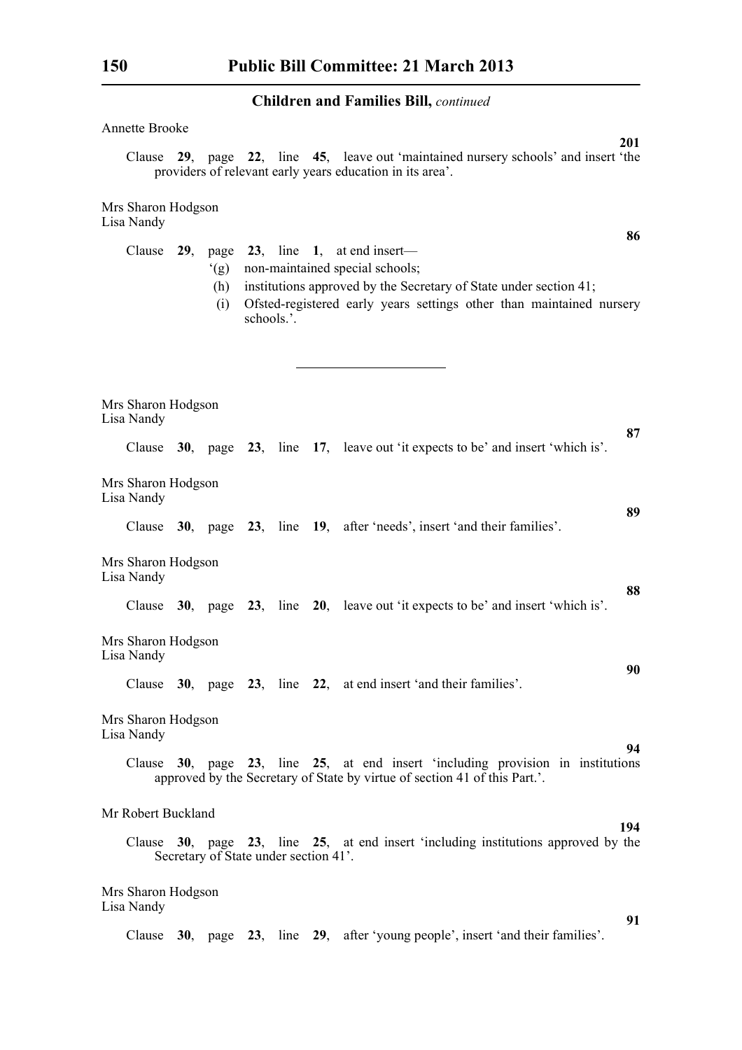Annette Brooke

**201**

Clause **29**, page **22**, line **45**, leave out 'maintained nursery schools' and insert 'the providers of relevant early years education in its area'.

Mrs Sharon Hodgson
Lisa Nandy

**86**

Clause **29**, page **23**, line **1**, at end insert—

'(g) non-maintained special schools;

(h) institutions approved by the Secretary of State under section 41;

(i) Ofsted-registered early years settings other than maintained nursery schools.'.

---

Mrs Sharon Hodgson
Lisa Nandy

**87**

Clause **30**, page **23**, line **17**, leave out 'it expects to be' and insert 'which is'.

Mrs Sharon Hodgson
Lisa Nandy

**89**

Clause **30**, page **23**, line **19**, after 'needs', insert 'and their families'.

Mrs Sharon Hodgson
Lisa Nandy

**88**

Clause **30**, page **23**, line **20**, leave out 'it expects to be' and insert 'which is'.

Mrs Sharon Hodgson
Lisa Nandy

**90**

Clause **30**, page **23**, line **22**, at end insert 'and their families'.

Mrs Sharon Hodgson
Lisa Nandy

**94**

Clause **30**, page **23**, line **25**, at end insert 'including provision in institutions approved by the Secretary of State by virtue of section 41 of this Part.'.

Mr Robert Buckland

**194**

Clause **30**, page **23**, line **25**, at end insert 'including institutions approved by the Secretary of State under section 41'.

Mrs Sharon Hodgson
Lisa Nandy

**91**

Clause **30**, page **23**, line **29**, after 'young people', insert 'and their families'.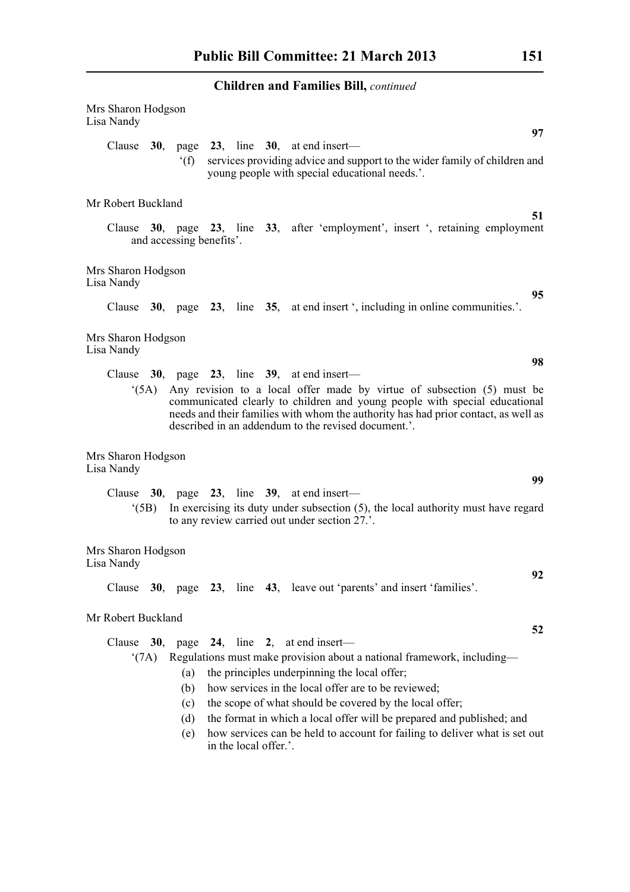Mrs Sharon Hodgson
Lisa Nandy

**97**

Clause **30**, page **23**, line **30**, at end insert—

‘(f) services providing advice and support to the wider family of children and young people with special educational needs.’.

Mr Robert Buckland

**51**

Clause **30**, page **23**, line **33**, after ‘employment’, insert ‘, retaining employment and accessing benefits’.

Mrs Sharon Hodgson
Lisa Nandy

**95**

Clause **30**, page **23**, line **35**, at end insert ‘, including in online communities.’.

Mrs Sharon Hodgson
Lisa Nandy

**98**

Clause **30**, page **23**, line **39**, at end insert—

‘(5A) Any revision to a local offer made by virtue of subsection (5) must be communicated clearly to children and young people with special educational needs and their families with whom the authority has had prior contact, as well as described in an addendum to the revised document.’.

Mrs Sharon Hodgson
Lisa Nandy

**99**

Clause **30**, page **23**, line **39**, at end insert—

‘(5B) In exercising its duty under subsection (5), the local authority must have regard to any review carried out under section 27.’.

Mrs Sharon Hodgson
Lisa Nandy

**92**

Clause **30**, page **23**, line **43**, leave out ‘parents’ and insert ‘families’.

Mr Robert Buckland

**52**

Clause **30**, page **24**, line **2**, at end insert—

‘(7A) Regulations must make provision about a national framework, including—

(a) the principles underpinning the local offer;

(b) how services in the local offer are to be reviewed;

(c) the scope of what should be covered by the local offer;

(d) the format in which a local offer will be prepared and published; and

(e) how services can be held to account for failing to deliver what is set out in the local offer.’.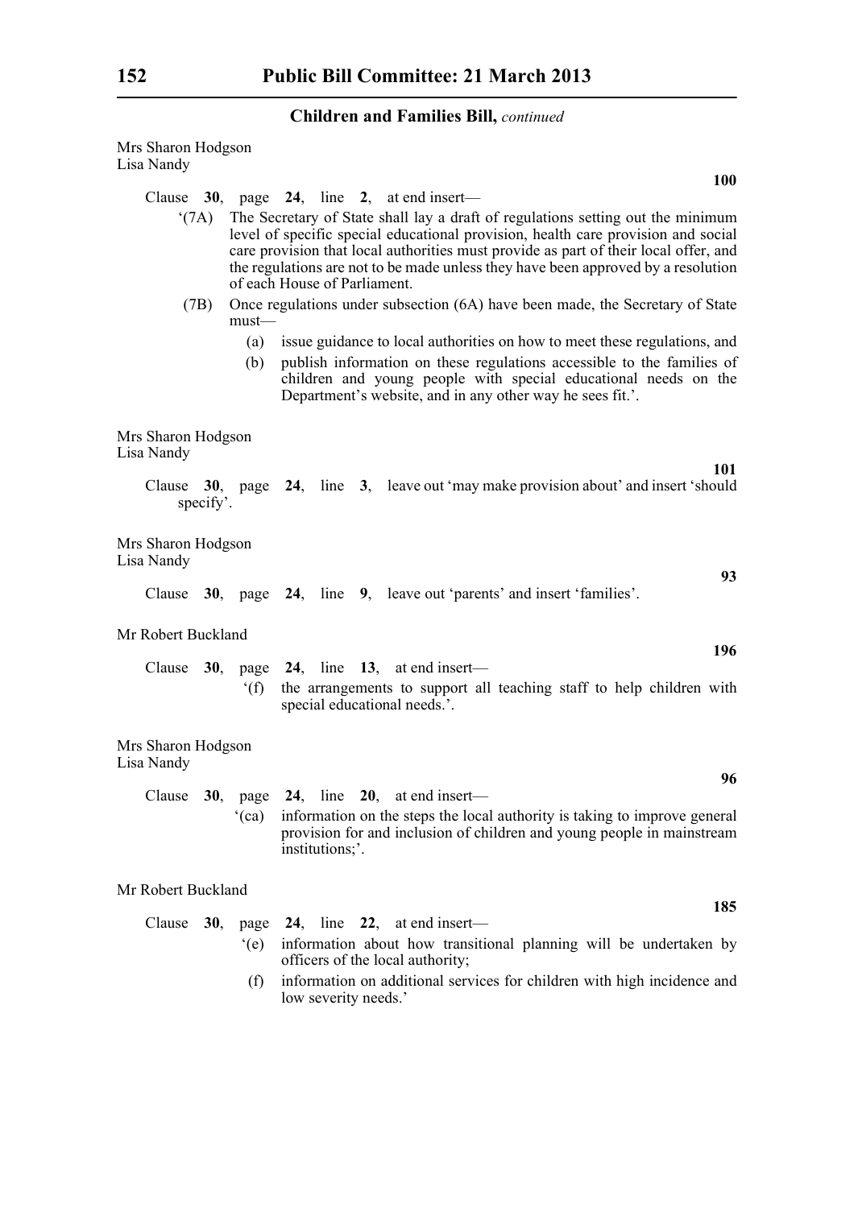**Children and Families Bill,** *continued*

Mrs Sharon Hodgson
Lisa Nandy

**100**

Clause **30**, page **24**, line **2**, at end insert—

'(7A) The Secretary of State shall lay a draft of regulations setting out the minimum level of specific special educational provision, health care provision and social care provision that local authorities must provide as part of their local offer, and the regulations are not to be made unless they have been approved by a resolution of each House of Parliament.

(7B) Once regulations under subsection (6A) have been made, the Secretary of State must—

(a) issue guidance to local authorities on how to meet these regulations, and

(b) publish information on these regulations accessible to the families of children and young people with special educational needs on the Department's website, and in any other way he sees fit.'.

Mrs Sharon Hodgson
Lisa Nandy

**101**

Clause **30**, page **24**, line **3**, leave out 'may make provision about' and insert 'should specify'.

Mrs Sharon Hodgson
Lisa Nandy

**93**

Clause **30**, page **24**, line **9**, leave out 'parents' and insert 'families'.

Mr Robert Buckland

**196**

Clause **30**, page **24**, line **13**, at end insert—

'(f) the arrangements to support all teaching staff to help children with special educational needs.'.

Mrs Sharon Hodgson
Lisa Nandy

**96**

Clause **30**, page **24**, line **20**, at end insert—

'(ca) information on the steps the local authority is taking to improve general provision for and inclusion of children and young people in mainstream institutions;'.

Mr Robert Buckland

**185**

Clause **30**, page **24**, line **22**, at end insert—

'(e) information about how transitional planning will be undertaken by officers of the local authority;

(f) information on additional services for children with high incidence and low severity needs.'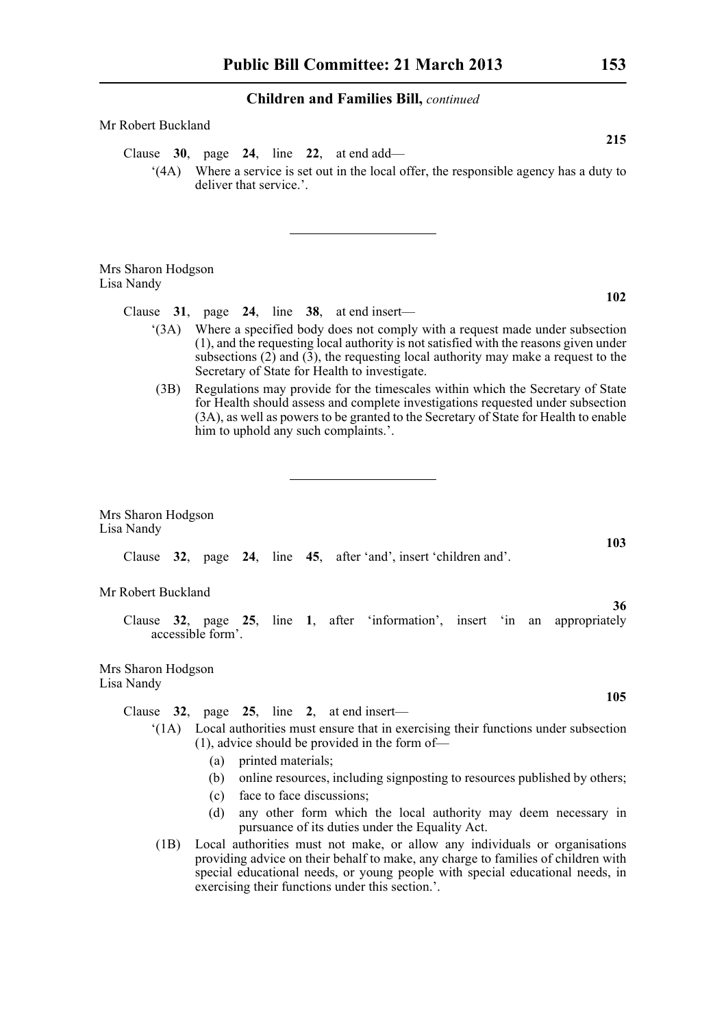Mr Robert Buckland

**215**

Clause **30**, page **24**, line **22**, at end add—

'(4A) Where a service is set out in the local offer, the responsible agency has a duty to deliver that service.'.

---

Mrs Sharon Hodgson
Lisa Nandy

**102**

Clause **31**, page **24**, line **38**, at end insert—

'(3A) Where a specified body does not comply with a request made under subsection (1), and the requesting local authority is not satisfied with the reasons given under subsections (2) and (3), the requesting local authority may make a request to the Secretary of State for Health to investigate.

(3B) Regulations may provide for the timescales within which the Secretary of State for Health should assess and complete investigations requested under subsection (3A), as well as powers to be granted to the Secretary of State for Health to enable him to uphold any such complaints.'.

---

Mrs Sharon Hodgson
Lisa Nandy

**103**

Clause **32**, page **24**, line **45**, after 'and', insert 'children and'.

Mr Robert Buckland

**36**

Clause **32**, page **25**, line **1**, after 'information', insert 'in an appropriately accessible form'.

Mrs Sharon Hodgson
Lisa Nandy

**105**

Clause **32**, page **25**, line **2**, at end insert—

'(1A) Local authorities must ensure that in exercising their functions under subsection (1), advice should be provided in the form of—

(a) printed materials;

(b) online resources, including signposting to resources published by others;

(c) face to face discussions;

(d) any other form which the local authority may deem necessary in pursuance of its duties under the Equality Act.

(1B) Local authorities must not make, or allow any individuals or organisations providing advice on their behalf to make, any charge to families of children with special educational needs, or young people with special educational needs, in exercising their functions under this section.'.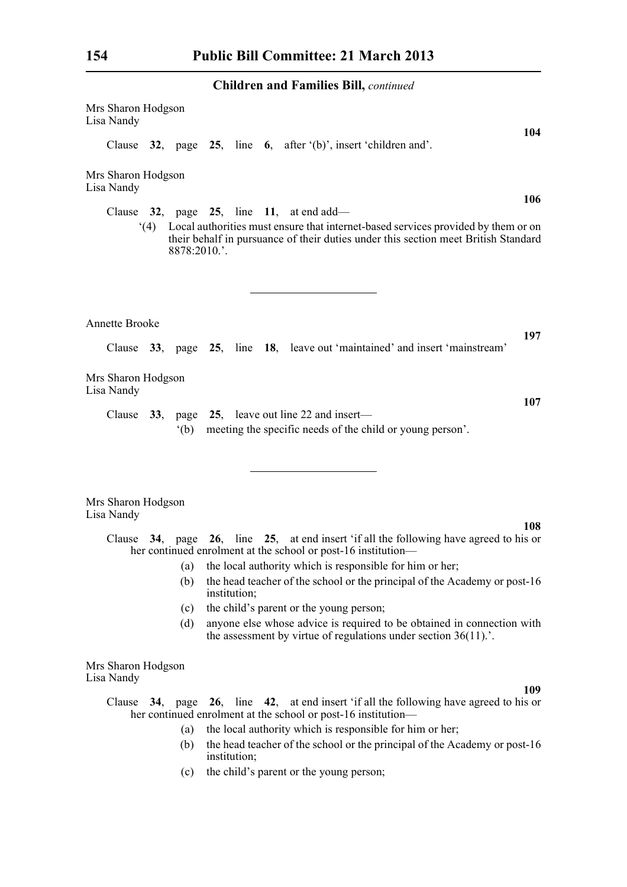Mrs Sharon Hodgson
Lisa Nandy

**104**

Clause **32**, page **25**, line **6**, after '(b)', insert 'children and'.

Mrs Sharon Hodgson
Lisa Nandy

**106**

Clause **32**, page **25**, line **11**, at end add—

'(4) Local authorities must ensure that internet-based services provided by them or on their behalf in pursuance of their duties under this section meet British Standard 8878:2010.'.

---

Annette Brooke

**197**

Clause **33**, page **25**, line **18**, leave out 'maintained' and insert 'mainstream'

Mrs Sharon Hodgson
Lisa Nandy

**107**

Clause **33**, page **25**, leave out line 22 and insert—

'(b) meeting the specific needs of the child or young person'.

---

Mrs Sharon Hodgson
Lisa Nandy

**108**

Clause **34**, page **26**, line **25**, at end insert 'if all the following have agreed to his or her continued enrolment at the school or post-16 institution—

(a) the local authority which is responsible for him or her;

(b) the head teacher of the school or the principal of the Academy or post-16 institution;

(c) the child's parent or the young person;

(d) anyone else whose advice is required to be obtained in connection with the assessment by virtue of regulations under section 36(11).'.

Mrs Sharon Hodgson
Lisa Nandy

**109**

Clause **34**, page **26**, line **42**, at end insert 'if all the following have agreed to his or her continued enrolment at the school or post-16 institution—

(a) the local authority which is responsible for him or her;

(b) the head teacher of the school or the principal of the Academy or post-16 institution;

(c) the child's parent or the young person;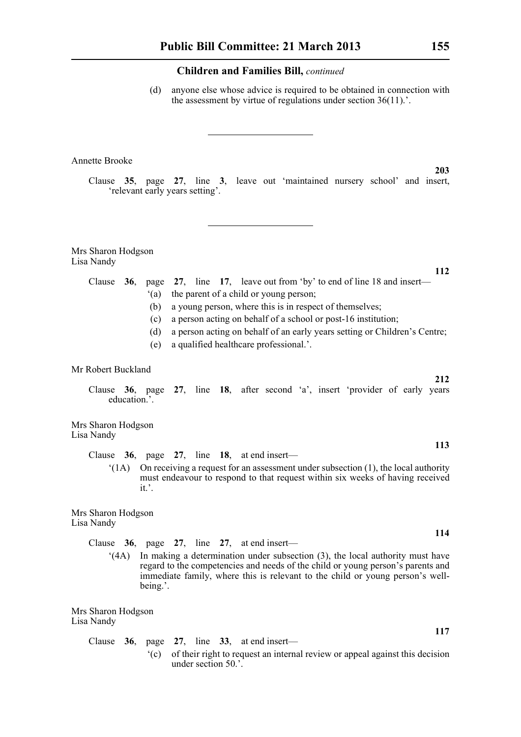(d) anyone else whose advice is required to be obtained in connection with the assessment by virtue of regulations under section 36(11).'.

---

Annette Brooke

**203**

Clause **35**, page **27**, line **3**, leave out 'maintained nursery school' and insert, 'relevant early years setting'.

---

Mrs Sharon Hodgson
Lisa Nandy

**112**

Clause **36**, page **27**, line **17**, leave out from 'by' to end of line 18 and insert—

'(a) the parent of a child or young person;

(b) a young person, where this is in respect of themselves;

(c) a person acting on behalf of a school or post-16 institution;

(d) a person acting on behalf of an early years setting or Children's Centre;

(e) a qualified healthcare professional.'.

Mr Robert Buckland

**212**

Clause **36**, page **27**, line **18**, after second 'a', insert 'provider of early years education.'.

Mrs Sharon Hodgson
Lisa Nandy

**113**

Clause **36**, page **27**, line **18**, at end insert—

'(1A) On receiving a request for an assessment under subsection (1), the local authority must endeavour to respond to that request within six weeks of having received it.'.

Mrs Sharon Hodgson
Lisa Nandy

**114**

Clause **36**, page **27**, line **27**, at end insert—

'(4A) In making a determination under subsection (3), the local authority must have regard to the competencies and needs of the child or young person's parents and immediate family, where this is relevant to the child or young person's well-being.'.

Mrs Sharon Hodgson
Lisa Nandy

**117**

Clause **36**, page **27**, line **33**, at end insert—

'(c) of their right to request an internal review or appeal against this decision under section 50.'.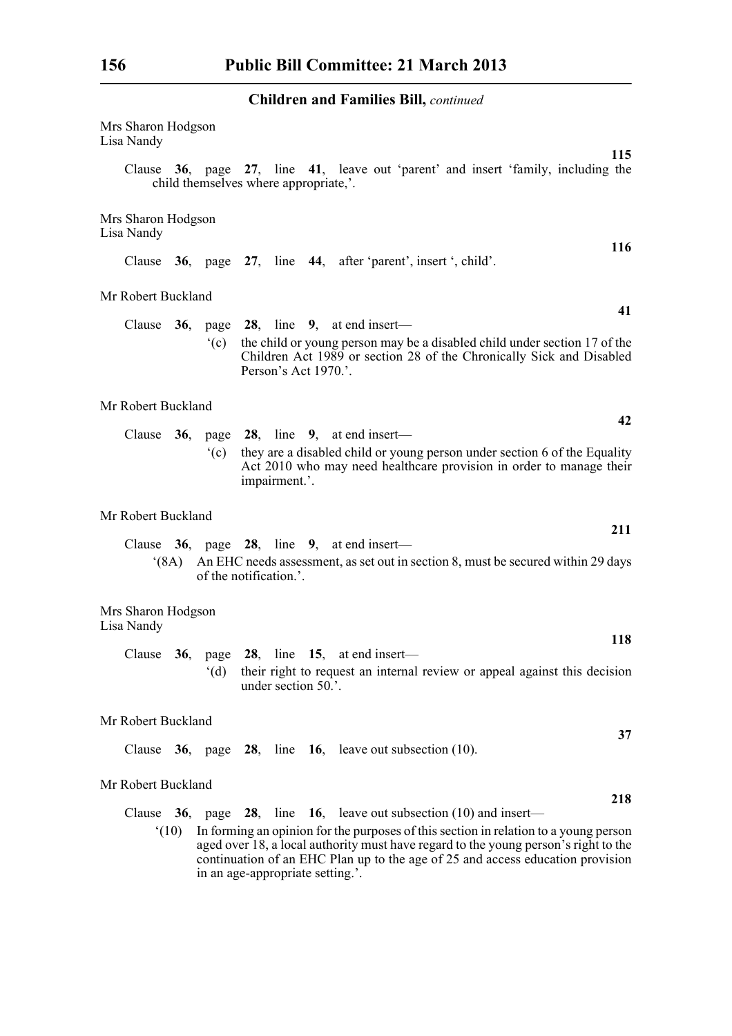Mrs Sharon Hodgson
Lisa Nandy

**115**

Clause **36**, page **27**, line **41**, leave out 'parent' and insert 'family, including the child themselves where appropriate,'.

Mrs Sharon Hodgson
Lisa Nandy

**116**

Clause **36**, page **27**, line **44**, after 'parent', insert ', child'.

Mr Robert Buckland

**41**

Clause **36**, page **28**, line **9**, at end insert—

'(c) the child or young person may be a disabled child under section 17 of the Children Act 1989 or section 28 of the Chronically Sick and Disabled Person's Act 1970.'.

Mr Robert Buckland

**42**

Clause **36**, page **28**, line **9**, at end insert—

'(c) they are a disabled child or young person under section 6 of the Equality Act 2010 who may need healthcare provision in order to manage their impairment.'.

Mr Robert Buckland

**211**

Clause **36**, page **28**, line **9**, at end insert—

'(8A) An EHC needs assessment, as set out in section 8, must be secured within 29 days of the notification.'.

Mrs Sharon Hodgson
Lisa Nandy

**118**

Clause **36**, page **28**, line **15**, at end insert—

'(d) their right to request an internal review or appeal against this decision under section 50.'.

Mr Robert Buckland

**37**

Clause **36**, page **28**, line **16**, leave out subsection (10).

Mr Robert Buckland

**218**

Clause **36**, page **28**, line **16**, leave out subsection (10) and insert—

'(10) In forming an opinion for the purposes of this section in relation to a young person aged over 18, a local authority must have regard to the young person's right to the continuation of an EHC Plan up to the age of 25 and access education provision in an age-appropriate setting.'.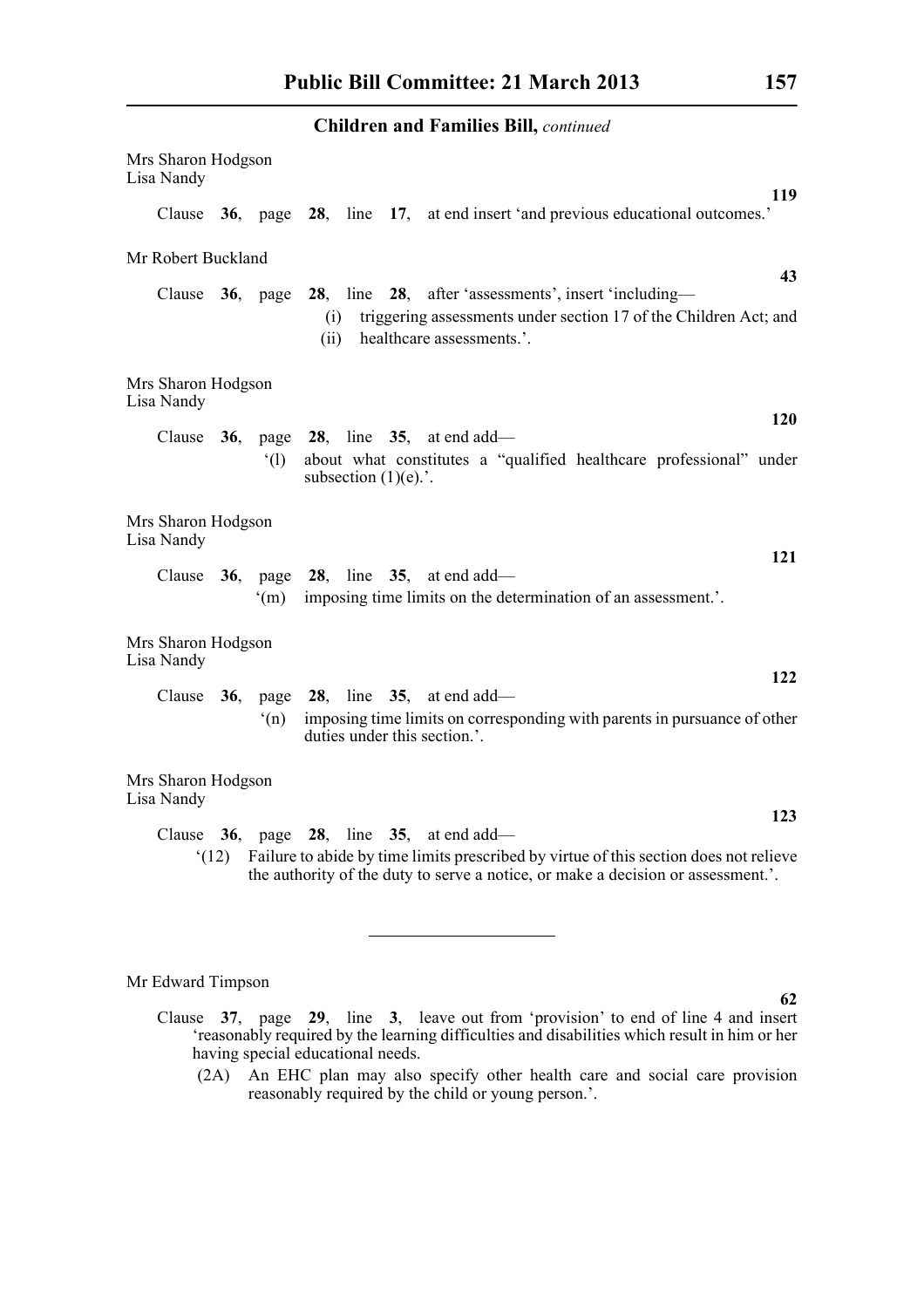Mrs Sharon Hodgson
Lisa Nandy

**119**

Clause **36**, page **28**, line **17**, at end insert 'and previous educational outcomes.'

Mr Robert Buckland

**43**

Clause **36**, page **28**, line **28**, after 'assessments', insert 'including—

(i) triggering assessments under section 17 of the Children Act; and

(ii) healthcare assessments.'.

Mrs Sharon Hodgson
Lisa Nandy

**120**

Clause **36**, page **28**, line **35**, at end add—

'(l) about what constitutes a "qualified healthcare professional" under subsection (1)(e).'.

Mrs Sharon Hodgson
Lisa Nandy

**121**

Clause **36**, page **28**, line **35**, at end add—

'(m) imposing time limits on the determination of an assessment.'.

Mrs Sharon Hodgson
Lisa Nandy

**122**

Clause **36**, page **28**, line **35**, at end add—

'(n) imposing time limits on corresponding with parents in pursuance of other duties under this section.'.

Mrs Sharon Hodgson
Lisa Nandy

**123**

Clause **36**, page **28**, line **35**, at end add—

'(12) Failure to abide by time limits prescribed by virtue of this section does not relieve the authority of the duty to serve a notice, or make a decision or assessment.'.

---

Mr Edward Timpson

**62**

Clause **37**, page **29**, line **3**, leave out from 'provision' to end of line 4 and insert 'reasonably required by the learning difficulties and disabilities which result in him or her having special educational needs.

(2A) An EHC plan may also specify other health care and social care provision reasonably required by the child or young person.'.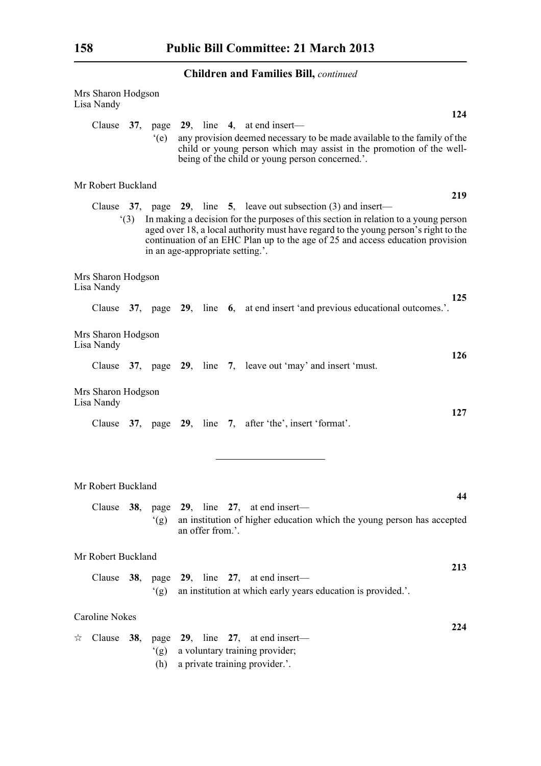Mrs Sharon Hodgson
Lisa Nandy

**124**

Clause **37**, page **29**, line **4**, at end insert—

'(e) any provision deemed necessary to be made available to the family of the child or young person which may assist in the promotion of the well-being of the child or young person concerned.'.

Mr Robert Buckland

**219**

Clause **37**, page **29**, line **5**, leave out subsection (3) and insert—

'(3) In making a decision for the purposes of this section in relation to a young person aged over 18, a local authority must have regard to the young person's right to the continuation of an EHC Plan up to the age of 25 and access education provision in an age-appropriate setting.'.

Mrs Sharon Hodgson
Lisa Nandy

**125**

Clause **37**, page **29**, line **6**, at end insert 'and previous educational outcomes.'.

Mrs Sharon Hodgson
Lisa Nandy

**126**

Clause **37**, page **29**, line **7**, leave out 'may' and insert 'must.

Mrs Sharon Hodgson
Lisa Nandy

**127**

Clause **37**, page **29**, line **7**, after 'the', insert 'format'.

---

Mr Robert Buckland

**44**

Clause **38**, page **29**, line **27**, at end insert—

'(g) an institution of higher education which the young person has accepted an offer from.'.

Mr Robert Buckland

**213**

Clause **38**, page **29**, line **27**, at end insert—

'(g) an institution at which early years education is provided.'.

Caroline Nokes

**224**

☆ Clause **38**, page **29**, line **27**, at end insert—

'(g) a voluntary training provider;

(h) a private training provider.'.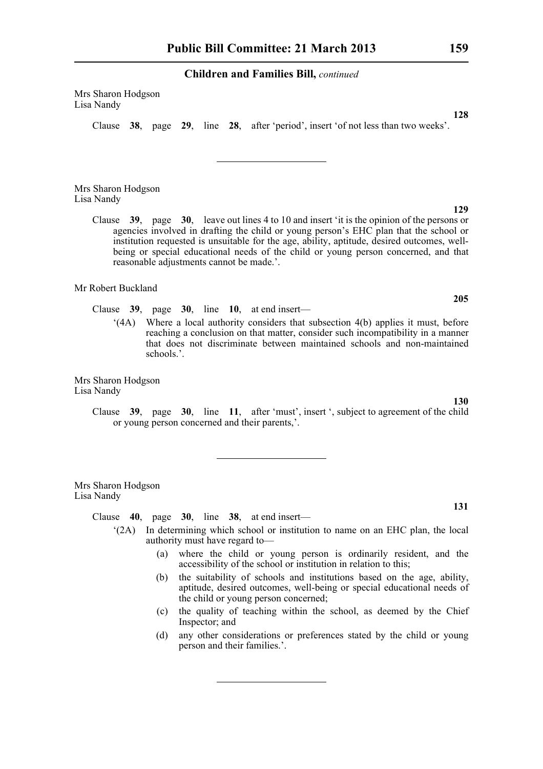Mrs Sharon Hodgson
Lisa Nandy

**128**

Clause **38**, page **29**, line **28**, after 'period', insert 'of not less than two weeks'.

---

Mrs Sharon Hodgson
Lisa Nandy

**129**

Clause **39**, page **30**, leave out lines 4 to 10 and insert 'it is the opinion of the persons or agencies involved in drafting the child or young person's EHC plan that the school or institution requested is unsuitable for the age, ability, aptitude, desired outcomes, well-being or special educational needs of the child or young person concerned, and that reasonable adjustments cannot be made.'.

Mr Robert Buckland

**205**

Clause **39**, page **30**, line **10**, at end insert—

'(4A) Where a local authority considers that subsection 4(b) applies it must, before reaching a conclusion on that matter, consider such incompatibility in a manner that does not discriminate between maintained schools and non-maintained schools.'.

Mrs Sharon Hodgson
Lisa Nandy

**130**

Clause **39**, page **30**, line **11**, after 'must', insert ', subject to agreement of the child or young person concerned and their parents,'.

---

Mrs Sharon Hodgson
Lisa Nandy

**131**

Clause **40**, page **30**, line **38**, at end insert—

'(2A) In determining which school or institution to name on an EHC plan, the local authority must have regard to—

(a) where the child or young person is ordinarily resident, and the accessibility of the school or institution in relation to this;

(b) the suitability of schools and institutions based on the age, ability, aptitude, desired outcomes, well-being or special educational needs of the child or young person concerned;

(c) the quality of teaching within the school, as deemed by the Chief Inspector; and

(d) any other considerations or preferences stated by the child or young person and their families.'.

---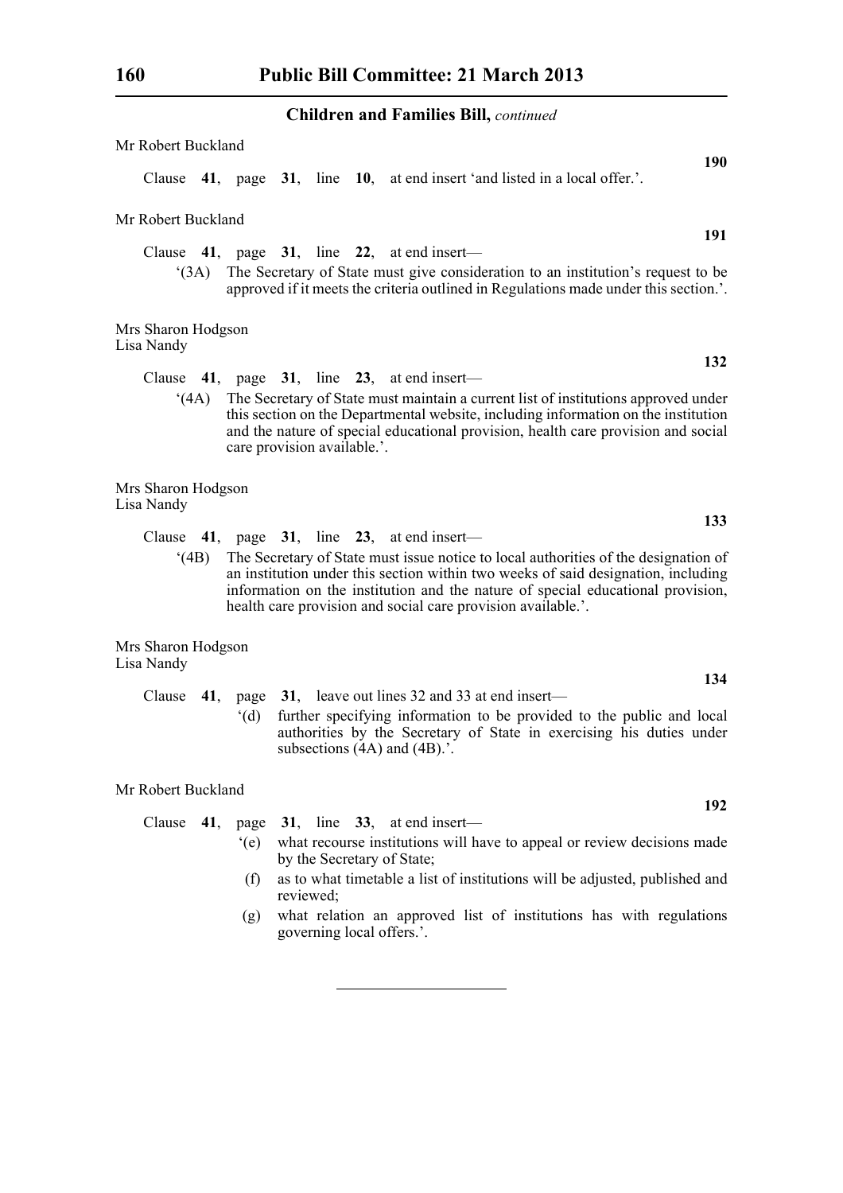Mr Robert Buckland

**190**

Clause **41**, page **31**, line **10**, at end insert 'and listed in a local offer.'.

Mr Robert Buckland

**191**

Clause **41**, page **31**, line **22**, at end insert—

'(3A) The Secretary of State must give consideration to an institution's request to be approved if it meets the criteria outlined in Regulations made under this section.'.

Mrs Sharon Hodgson
Lisa Nandy

**132**

Clause **41**, page **31**, line **23**, at end insert—

'(4A) The Secretary of State must maintain a current list of institutions approved under this section on the Departmental website, including information on the institution and the nature of special educational provision, health care provision and social care provision available.'.

Mrs Sharon Hodgson
Lisa Nandy

**133**

Clause **41**, page **31**, line **23**, at end insert—

'(4B) The Secretary of State must issue notice to local authorities of the designation of an institution under this section within two weeks of said designation, including information on the institution and the nature of special educational provision, health care provision and social care provision available.'.

Mrs Sharon Hodgson
Lisa Nandy

**134**

Clause **41**, page **31**, leave out lines 32 and 33 at end insert—

'(d) further specifying information to be provided to the public and local authorities by the Secretary of State in exercising his duties under subsections (4A) and (4B).'.

Mr Robert Buckland

**192**

Clause **41**, page **31**, line **33**, at end insert—

'(e) what recourse institutions will have to appeal or review decisions made by the Secretary of State;

(f) as to what timetable a list of institutions will be adjusted, published and reviewed;

(g) what relation an approved list of institutions has with regulations governing local offers.'.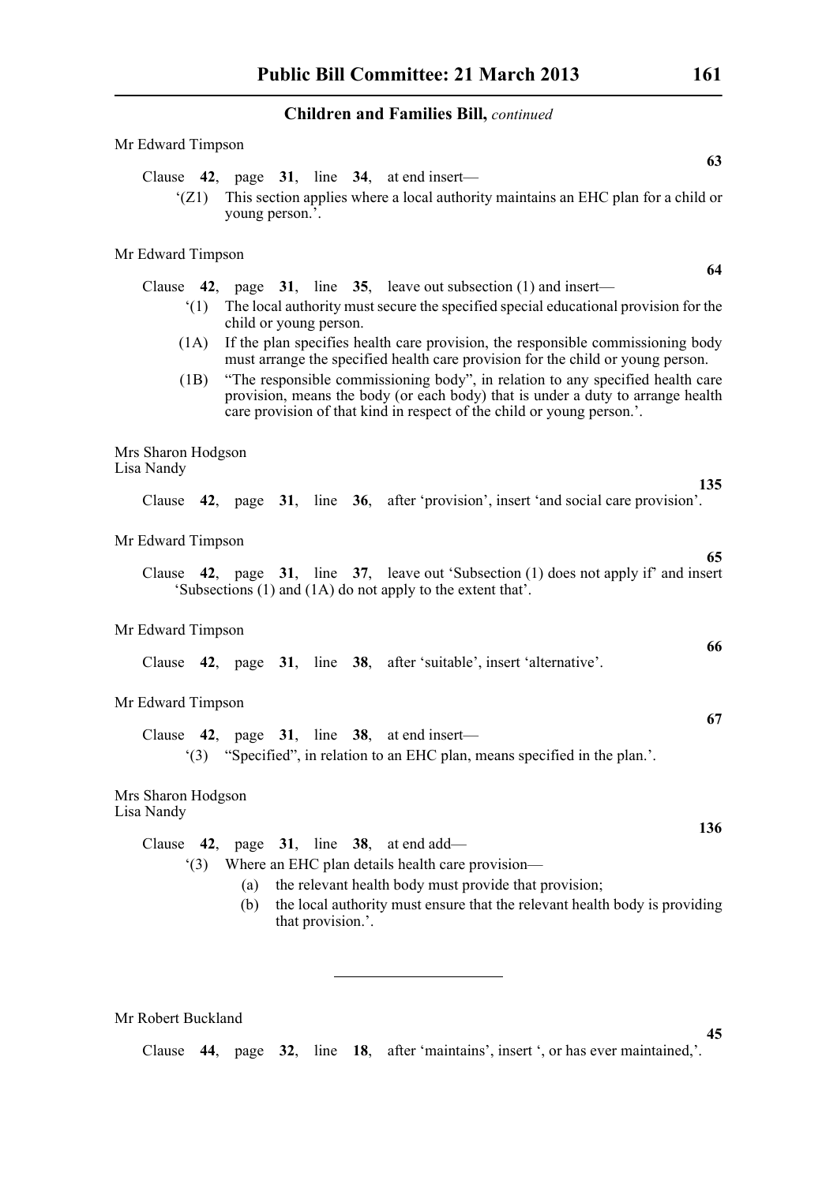Mr Edward Timpson

**63**

Clause **42**, page **31**, line **34**, at end insert—

'(Z1) This section applies where a local authority maintains an EHC plan for a child or young person.'.

Mr Edward Timpson

**64**

Clause **42**, page **31**, line **35**, leave out subsection (1) and insert—

'(1) The local authority must secure the specified special educational provision for the child or young person.

(1A) If the plan specifies health care provision, the responsible commissioning body must arrange the specified health care provision for the child or young person.

(1B) "The responsible commissioning body", in relation to any specified health care provision, means the body (or each body) that is under a duty to arrange health care provision of that kind in respect of the child or young person.'.

Mrs Sharon Hodgson
Lisa Nandy

**135**

Clause **42**, page **31**, line **36**, after 'provision', insert 'and social care provision'.

Mr Edward Timpson

**65**

Clause **42**, page **31**, line **37**, leave out 'Subsection (1) does not apply if' and insert 'Subsections (1) and (1A) do not apply to the extent that'.

Mr Edward Timpson

**66**

Clause **42**, page **31**, line **38**, after 'suitable', insert 'alternative'.

Mr Edward Timpson

**67**

Clause **42**, page **31**, line **38**, at end insert—

'(3) "Specified", in relation to an EHC plan, means specified in the plan.'.

Mrs Sharon Hodgson
Lisa Nandy

**136**

Clause **42**, page **31**, line **38**, at end add—

'(3) Where an EHC plan details health care provision—

(a) the relevant health body must provide that provision;

(b) the local authority must ensure that the relevant health body is providing that provision.'.

---

Mr Robert Buckland

**45**

Clause **44**, page **32**, line **18**, after 'maintains', insert ', or has ever maintained,'.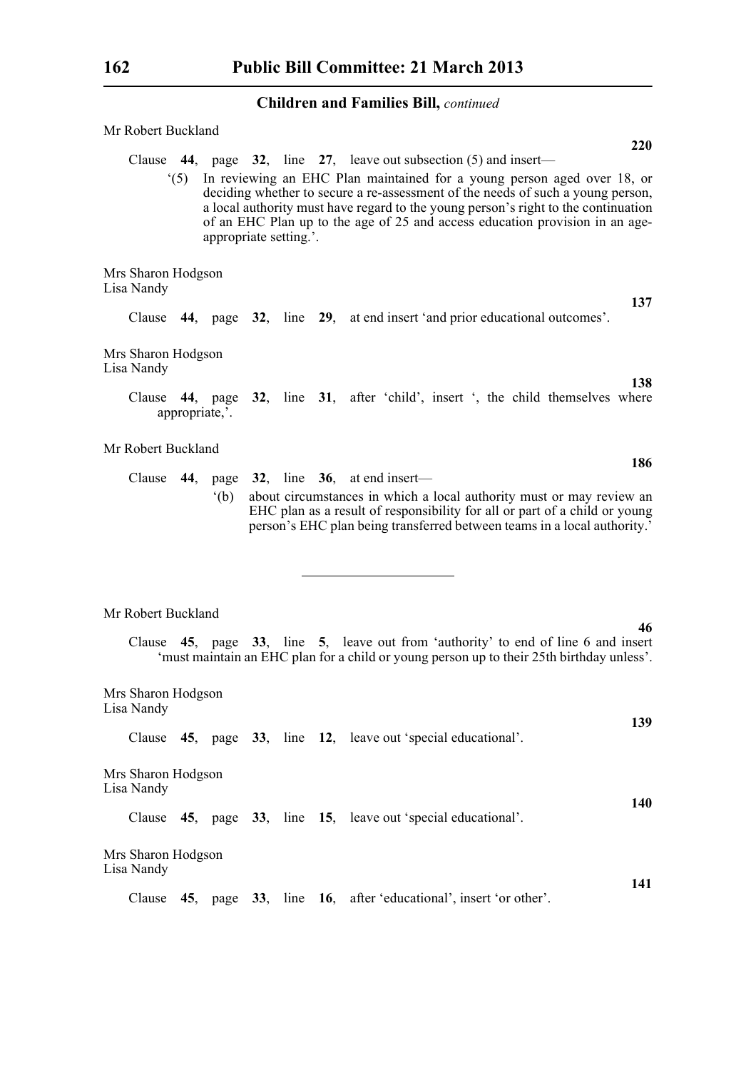Mr Robert Buckland

**220**

Clause **44**, page **32**, line **27**, leave out subsection (5) and insert—

'(5) In reviewing an EHC Plan maintained for a young person aged over 18, or deciding whether to secure a re-assessment of the needs of such a young person, a local authority must have regard to the young person's right to the continuation of an EHC Plan up to the age of 25 and access education provision in an age-appropriate setting.'.

Mrs Sharon Hodgson
Lisa Nandy

**137**

Clause **44**, page **32**, line **29**, at end insert 'and prior educational outcomes'.

Mrs Sharon Hodgson
Lisa Nandy

**138**

Clause **44**, page **32**, line **31**, after 'child', insert ', the child themselves where appropriate,'.

Mr Robert Buckland

**186**

Clause **44**, page **32**, line **36**, at end insert—

'(b) about circumstances in which a local authority must or may review an EHC plan as a result of responsibility for all or part of a child or young person's EHC plan being transferred between teams in a local authority.'

---

Mr Robert Buckland

**46**

Clause **45**, page **33**, line **5**, leave out from 'authority' to end of line 6 and insert 'must maintain an EHC plan for a child or young person up to their 25th birthday unless'.

Mrs Sharon Hodgson
Lisa Nandy

**139**

Clause **45**, page **33**, line **12**, leave out 'special educational'.

Mrs Sharon Hodgson
Lisa Nandy

**140**

Clause **45**, page **33**, line **15**, leave out 'special educational'.

Mrs Sharon Hodgson
Lisa Nandy

**141**

Clause **45**, page **33**, line **16**, after 'educational', insert 'or other'.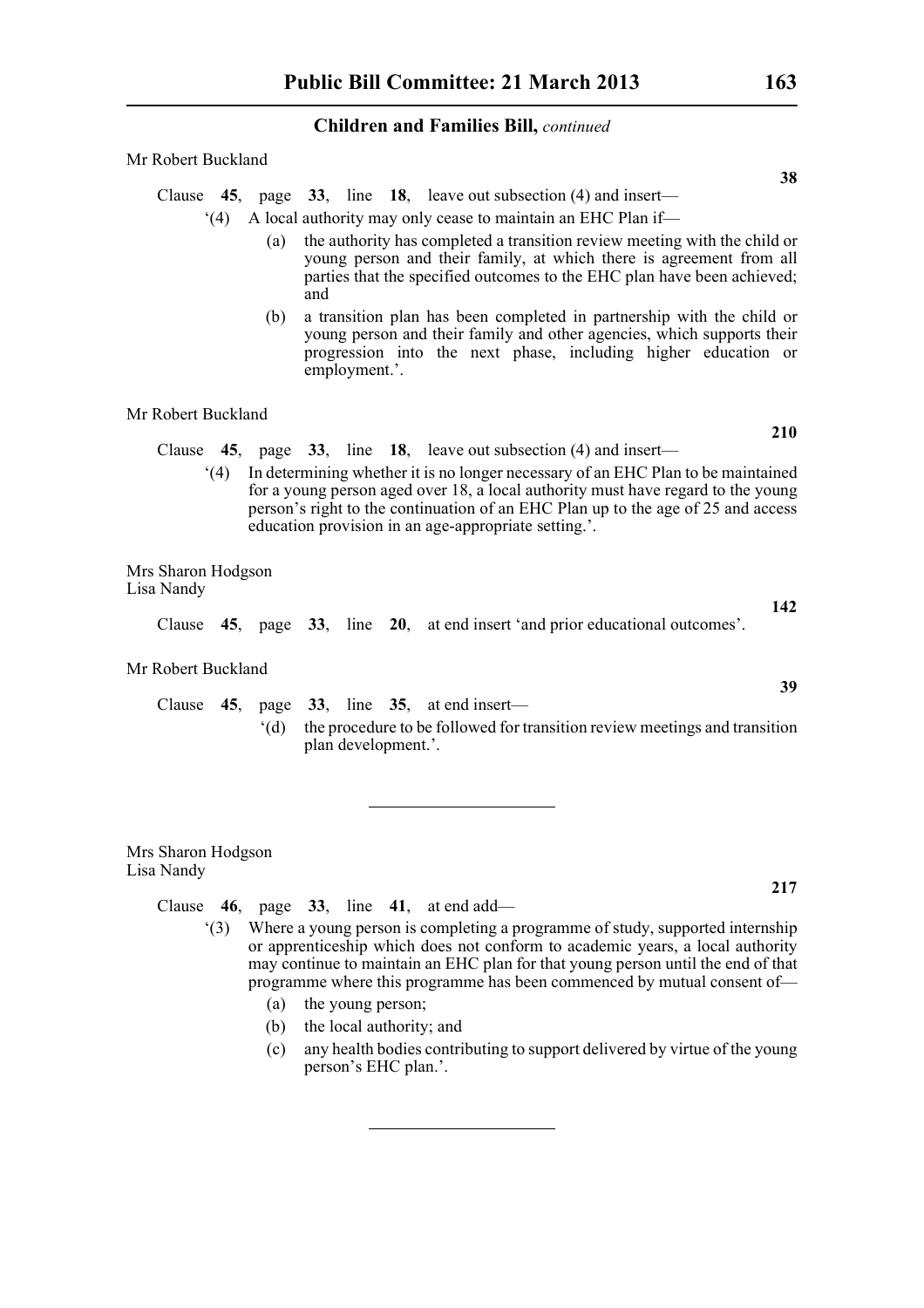Mr Robert Buckland

**38**

Clause **45**, page **33**, line **18**, leave out subsection (4) and insert—

'(4) A local authority may only cease to maintain an EHC Plan if—

(a) the authority has completed a transition review meeting with the child or young person and their family, at which there is agreement from all parties that the specified outcomes to the EHC plan have been achieved; and

(b) a transition plan has been completed in partnership with the child or young person and their family and other agencies, which supports their progression into the next phase, including higher education or employment.'.

Mr Robert Buckland

**210**

Clause **45**, page **33**, line **18**, leave out subsection (4) and insert—

'(4) In determining whether it is no longer necessary of an EHC Plan to be maintained for a young person aged over 18, a local authority must have regard to the young person's right to the continuation of an EHC Plan up to the age of 25 and access education provision in an age-appropriate setting.'.

Mrs Sharon Hodgson
Lisa Nandy

**142**

Clause **45**, page **33**, line **20**, at end insert 'and prior educational outcomes'.

Mr Robert Buckland

**39**

Clause **45**, page **33**, line **35**, at end insert—

'(d) the procedure to be followed for transition review meetings and transition plan development.'.

---

Mrs Sharon Hodgson
Lisa Nandy

**217**

Clause **46**, page **33**, line **41**, at end add—

'(3) Where a young person is completing a programme of study, supported internship or apprenticeship which does not conform to academic years, a local authority may continue to maintain an EHC plan for that young person until the end of that programme where this programme has been commenced by mutual consent of—

(a) the young person;

(b) the local authority; and

(c) any health bodies contributing to support delivered by virtue of the young person's EHC plan.'.

---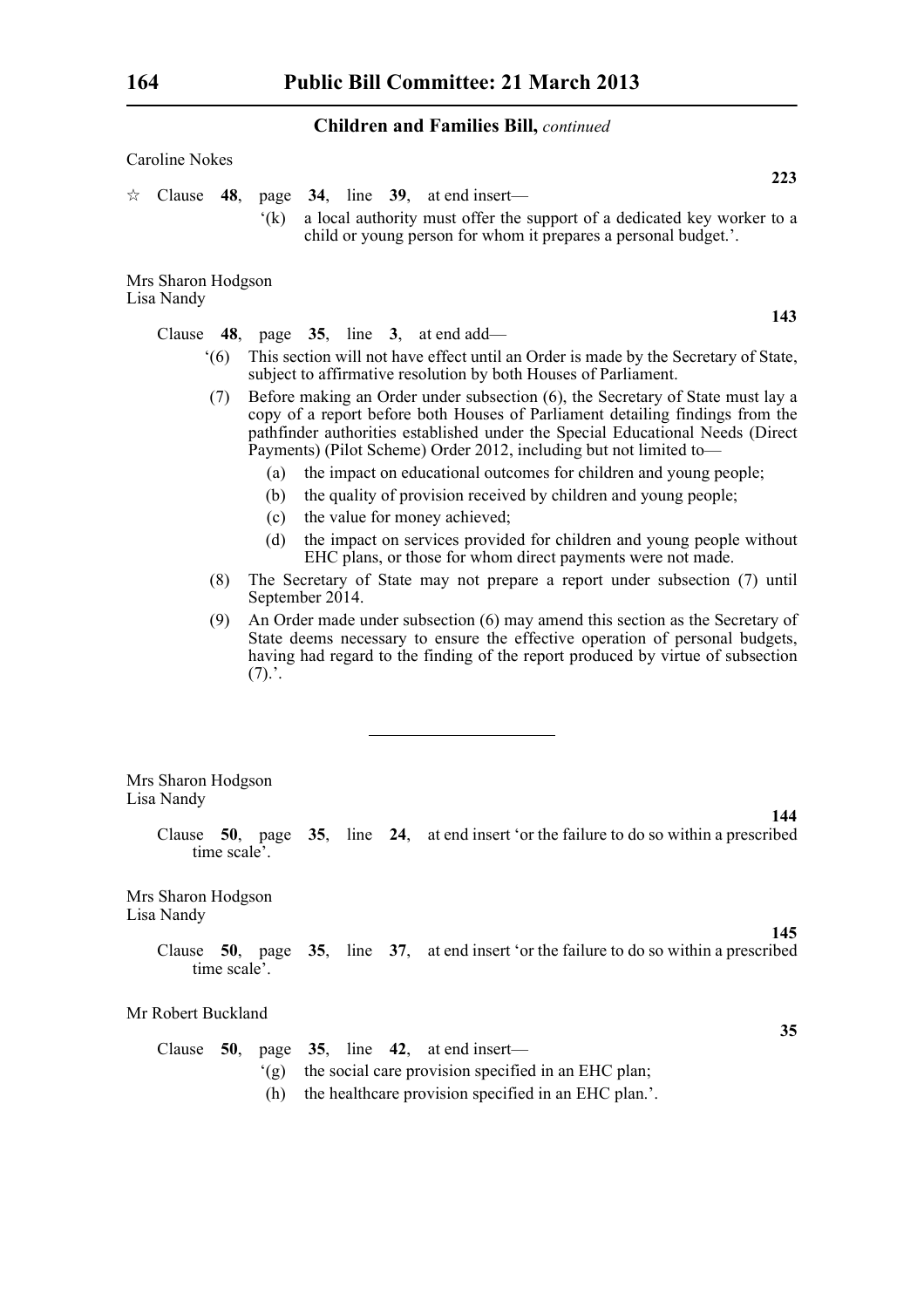Caroline Nokes

**223**

☆ Clause **48**, page **34**, line **39**, at end insert—

'(k) a local authority must offer the support of a dedicated key worker to a child or young person for whom it prepares a personal budget.'.

Mrs Sharon Hodgson
Lisa Nandy

**143**

Clause **48**, page **35**, line **3**, at end add—

'(6) This section will not have effect until an Order is made by the Secretary of State, subject to affirmative resolution by both Houses of Parliament.

(7) Before making an Order under subsection (6), the Secretary of State must lay a copy of a report before both Houses of Parliament detailing findings from the pathfinder authorities established under the Special Educational Needs (Direct Payments) (Pilot Scheme) Order 2012, including but not limited to—

(a) the impact on educational outcomes for children and young people;

(b) the quality of provision received by children and young people;

(c) the value for money achieved;

(d) the impact on services provided for children and young people without EHC plans, or those for whom direct payments were not made.

(8) The Secretary of State may not prepare a report under subsection (7) until September 2014.

(9) An Order made under subsection (6) may amend this section as the Secretary of State deems necessary to ensure the effective operation of personal budgets, having had regard to the finding of the report produced by virtue of subsection (7).'.

---

Mrs Sharon Hodgson
Lisa Nandy

**144**

Clause **50**, page **35**, line **24**, at end insert 'or the failure to do so within a prescribed time scale'.

Mrs Sharon Hodgson
Lisa Nandy

**145**

Clause **50**, page **35**, line **37**, at end insert 'or the failure to do so within a prescribed time scale'.

Mr Robert Buckland

**35**

Clause **50**, page **35**, line **42**, at end insert—

'(g) the social care provision specified in an EHC plan;

(h) the healthcare provision specified in an EHC plan.'.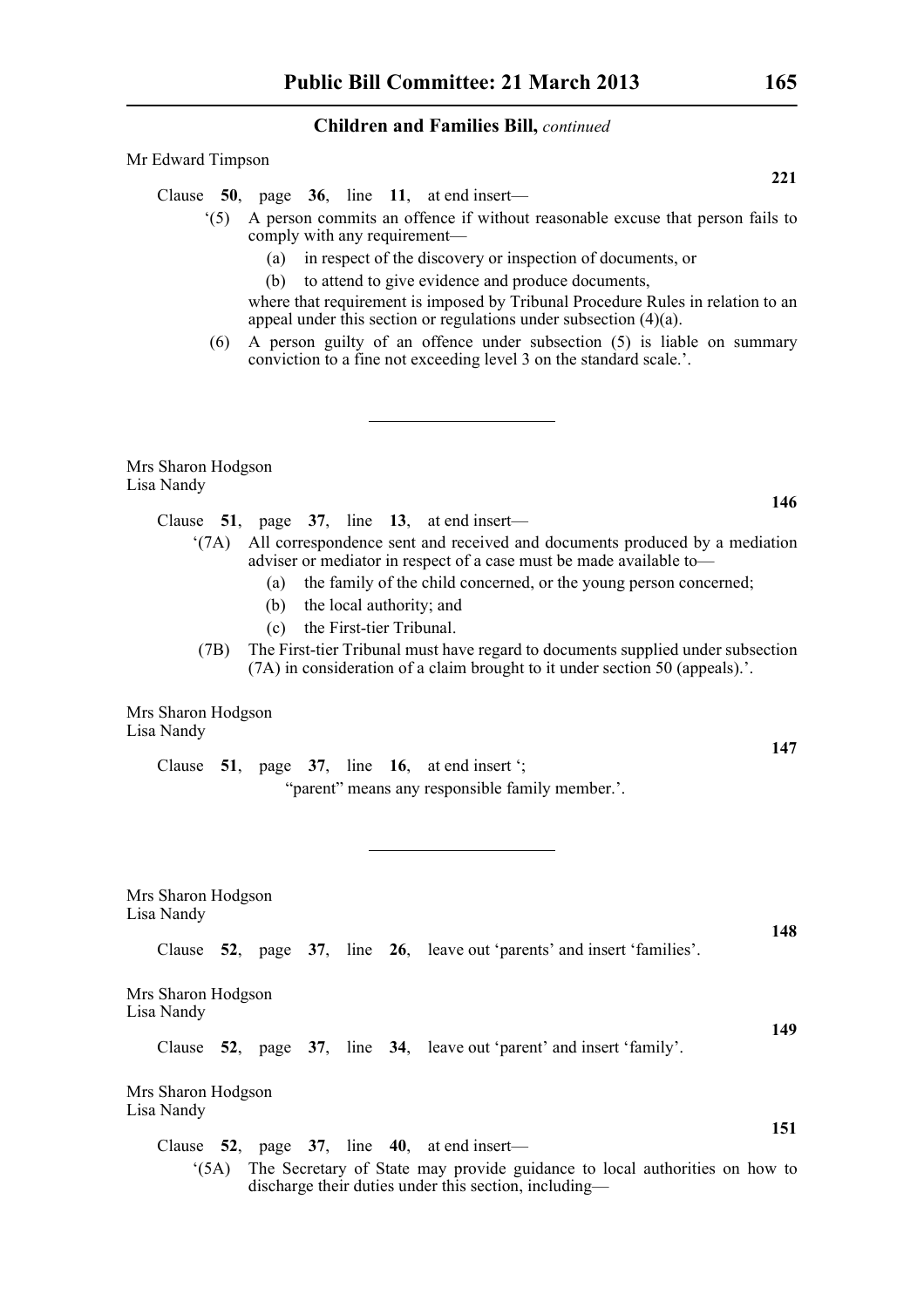Mr Edward Timpson

**221**

Clause **50**, page **36**, line **11**, at end insert—

'(5) A person commits an offence if without reasonable excuse that person fails to comply with any requirement—

(a) in respect of the discovery or inspection of documents, or

(b) to attend to give evidence and produce documents,

where that requirement is imposed by Tribunal Procedure Rules in relation to an appeal under this section or regulations under subsection (4)(a).

(6) A person guilty of an offence under subsection (5) is liable on summary conviction to a fine not exceeding level 3 on the standard scale.'.

---

Mrs Sharon Hodgson
Lisa Nandy

**146**

Clause **51**, page **37**, line **13**, at end insert—

'(7A) All correspondence sent and received and documents produced by a mediation adviser or mediator in respect of a case must be made available to—

(a) the family of the child concerned, or the young person concerned;

(b) the local authority; and

(c) the First-tier Tribunal.

(7B) The First-tier Tribunal must have regard to documents supplied under subsection (7A) in consideration of a claim brought to it under section 50 (appeals).'.

Mrs Sharon Hodgson
Lisa Nandy

**147**

Clause **51**, page **37**, line **16**, at end insert ';

"parent" means any responsible family member.'.

---

Mrs Sharon Hodgson
Lisa Nandy

**148**

Clause **52**, page **37**, line **26**, leave out 'parents' and insert 'families'.

Mrs Sharon Hodgson
Lisa Nandy

**149**

Clause **52**, page **37**, line **34**, leave out 'parent' and insert 'family'.

Mrs Sharon Hodgson
Lisa Nandy

**151**

Clause **52**, page **37**, line **40**, at end insert—

'(5A) The Secretary of State may provide guidance to local authorities on how to discharge their duties under this section, including—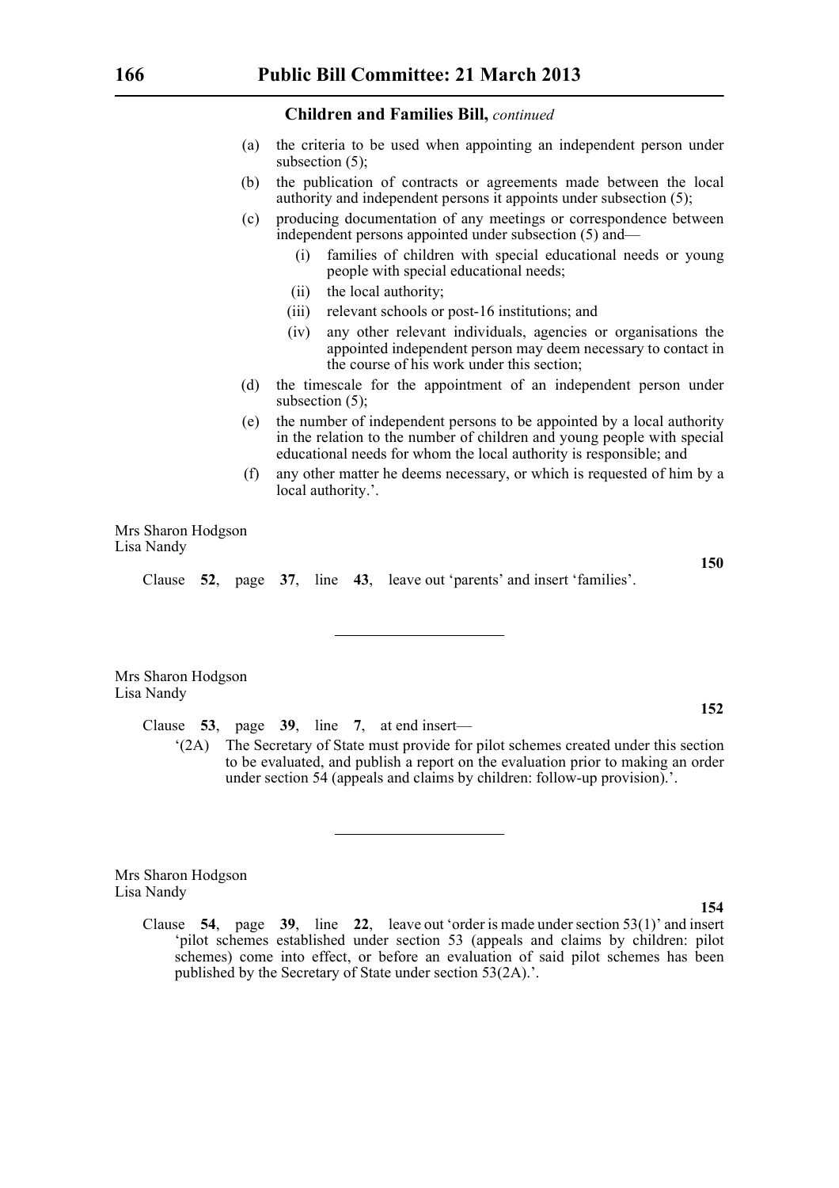**Children and Families Bill,** *continued*

(a) the criteria to be used when appointing an independent person under subsection (5);

(b) the publication of contracts or agreements made between the local authority and independent persons it appoints under subsection (5);

(c) producing documentation of any meetings or correspondence between independent persons appointed under subsection (5) and—

  (i) families of children with special educational needs or young people with special educational needs;

  (ii) the local authority;

  (iii) relevant schools or post-16 institutions; and

  (iv) any other relevant individuals, agencies or organisations the appointed independent person may deem necessary to contact in the course of his work under this section;

(d) the timescale for the appointment of an independent person under subsection (5);

(e) the number of independent persons to be appointed by a local authority in the relation to the number of children and young people with special educational needs for whom the local authority is responsible; and

(f) any other matter he deems necessary, or which is requested of him by a local authority.'.

Mrs Sharon Hodgson
Lisa Nandy

**150**

Clause **52**, page **37**, line **43**, leave out 'parents' and insert 'families'.

---

Mrs Sharon Hodgson
Lisa Nandy

**152**

Clause **53**, page **39**, line **7**, at end insert—

'(2A) The Secretary of State must provide for pilot schemes created under this section to be evaluated, and publish a report on the evaluation prior to making an order under section 54 (appeals and claims by children: follow-up provision).'.

---

Mrs Sharon Hodgson
Lisa Nandy

**154**

Clause **54**, page **39**, line **22**, leave out 'order is made under section 53(1)' and insert 'pilot schemes established under section 53 (appeals and claims by children: pilot schemes) come into effect, or before an evaluation of said pilot schemes has been published by the Secretary of State under section 53(2A).'.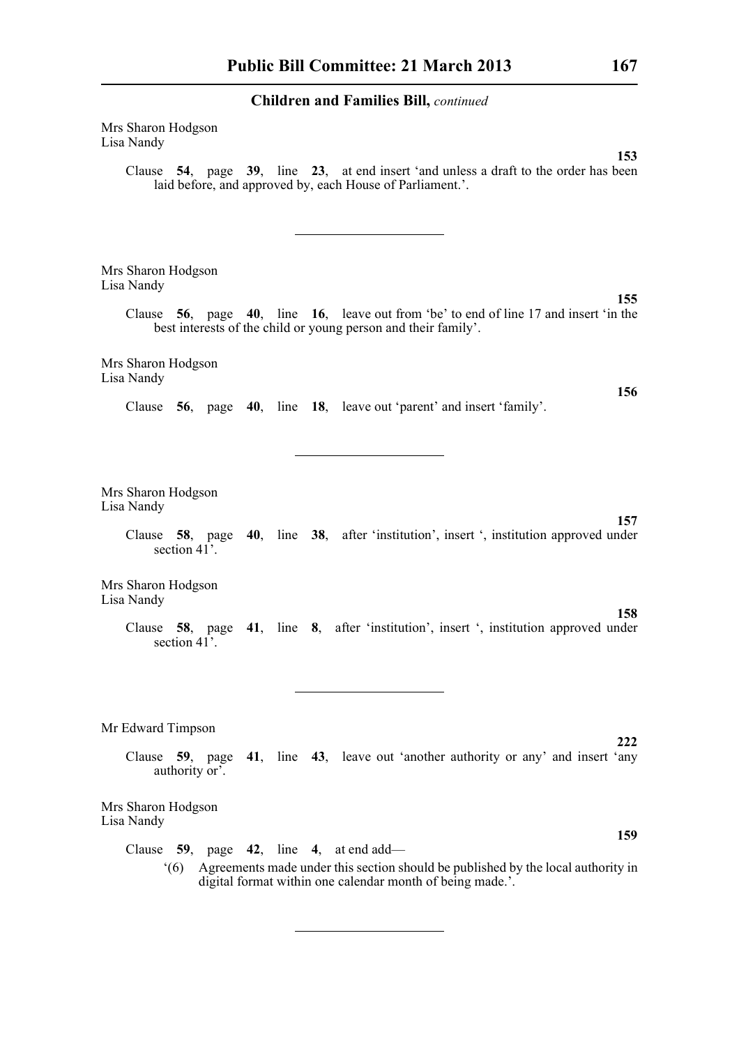Mrs Sharon Hodgson
Lisa Nandy

**153**

Clause **54**, page **39**, line **23**, at end insert 'and unless a draft to the order has been laid before, and approved by, each House of Parliament.'.

---

Mrs Sharon Hodgson
Lisa Nandy

**155**

Clause **56**, page **40**, line **16**, leave out from 'be' to end of line 17 and insert 'in the best interests of the child or young person and their family'.

Mrs Sharon Hodgson
Lisa Nandy

**156**

Clause **56**, page **40**, line **18**, leave out 'parent' and insert 'family'.

---

Mrs Sharon Hodgson
Lisa Nandy

**157**

Clause **58**, page **40**, line **38**, after 'institution', insert ', institution approved under section 41'.

Mrs Sharon Hodgson
Lisa Nandy

**158**

Clause **58**, page **41**, line **8**, after 'institution', insert ', institution approved under section 41'.

---

Mr Edward Timpson

**222**

Clause **59**, page **41**, line **43**, leave out 'another authority or any' and insert 'any authority or'.

Mrs Sharon Hodgson
Lisa Nandy

**159**

Clause **59**, page **42**, line **4**, at end add—

'(6) Agreements made under this section should be published by the local authority in digital format within one calendar month of being made.'.

---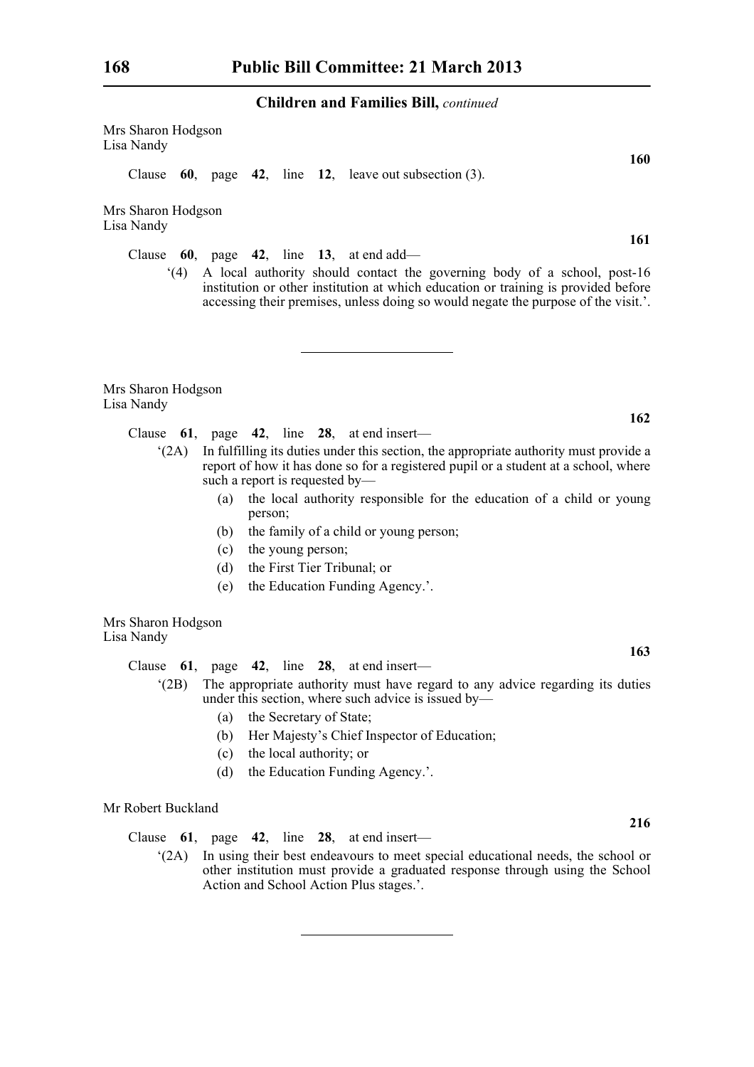Mrs Sharon Hodgson
Lisa Nandy

**160**

Clause **60**, page **42**, line **12**, leave out subsection (3).

Mrs Sharon Hodgson
Lisa Nandy

**161**

Clause **60**, page **42**, line **13**, at end add—

'(4) A local authority should contact the governing body of a school, post-16 institution or other institution at which education or training is provided before accessing their premises, unless doing so would negate the purpose of the visit.'.

---

Mrs Sharon Hodgson
Lisa Nandy

**162**

Clause **61**, page **42**, line **28**, at end insert—

'(2A) In fulfilling its duties under this section, the appropriate authority must provide a report of how it has done so for a registered pupil or a student at a school, where such a report is requested by—

(a) the local authority responsible for the education of a child or young person;

(b) the family of a child or young person;

(c) the young person;

(d) the First Tier Tribunal; or

(e) the Education Funding Agency.'.

Mrs Sharon Hodgson
Lisa Nandy

**163**

Clause **61**, page **42**, line **28**, at end insert—

'(2B) The appropriate authority must have regard to any advice regarding its duties under this section, where such advice is issued by—

(a) the Secretary of State;

(b) Her Majesty's Chief Inspector of Education;

(c) the local authority; or

(d) the Education Funding Agency.'.

Mr Robert Buckland

**216**

Clause **61**, page **42**, line **28**, at end insert—

'(2A) In using their best endeavours to meet special educational needs, the school or other institution must provide a graduated response through using the School Action and School Action Plus stages.'.

---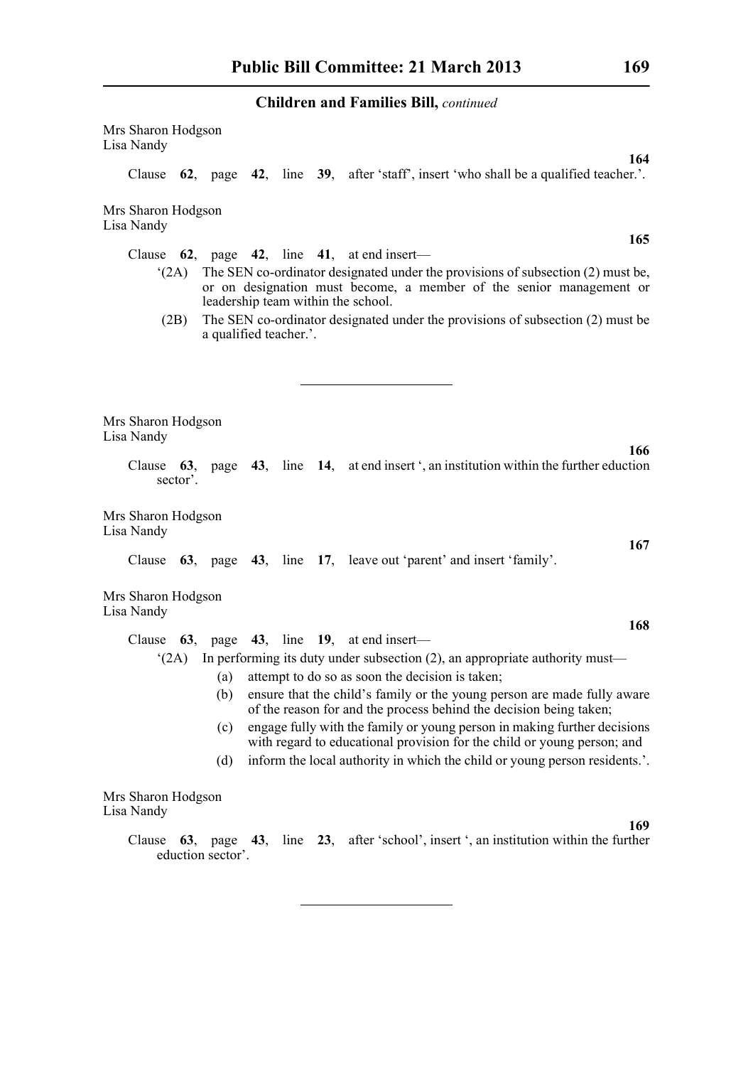Mrs Sharon Hodgson
Lisa Nandy

**164**

Clause **62**, page **42**, line **39**, after 'staff', insert 'who shall be a qualified teacher.'.

Mrs Sharon Hodgson
Lisa Nandy

**165**

Clause **62**, page **42**, line **41**, at end insert—

'(2A) The SEN co-ordinator designated under the provisions of subsection (2) must be, or on designation must become, a member of the senior management or leadership team within the school.

(2B) The SEN co-ordinator designated under the provisions of subsection (2) must be a qualified teacher.'.

---

Mrs Sharon Hodgson
Lisa Nandy

**166**

Clause **63**, page **43**, line **14**, at end insert ', an institution within the further eduction sector'.

Mrs Sharon Hodgson
Lisa Nandy

**167**

Clause **63**, page **43**, line **17**, leave out 'parent' and insert 'family'.

Mrs Sharon Hodgson
Lisa Nandy

**168**

Clause **63**, page **43**, line **19**, at end insert—

'(2A) In performing its duty under subsection (2), an appropriate authority must—

(a) attempt to do so as soon the decision is taken;

(b) ensure that the child's family or the young person are made fully aware of the reason for and the process behind the decision being taken;

(c) engage fully with the family or young person in making further decisions with regard to educational provision for the child or young person; and

(d) inform the local authority in which the child or young person residents.'.

Mrs Sharon Hodgson
Lisa Nandy

**169**

Clause **63**, page **43**, line **23**, after 'school', insert ', an institution within the further eduction sector'.

---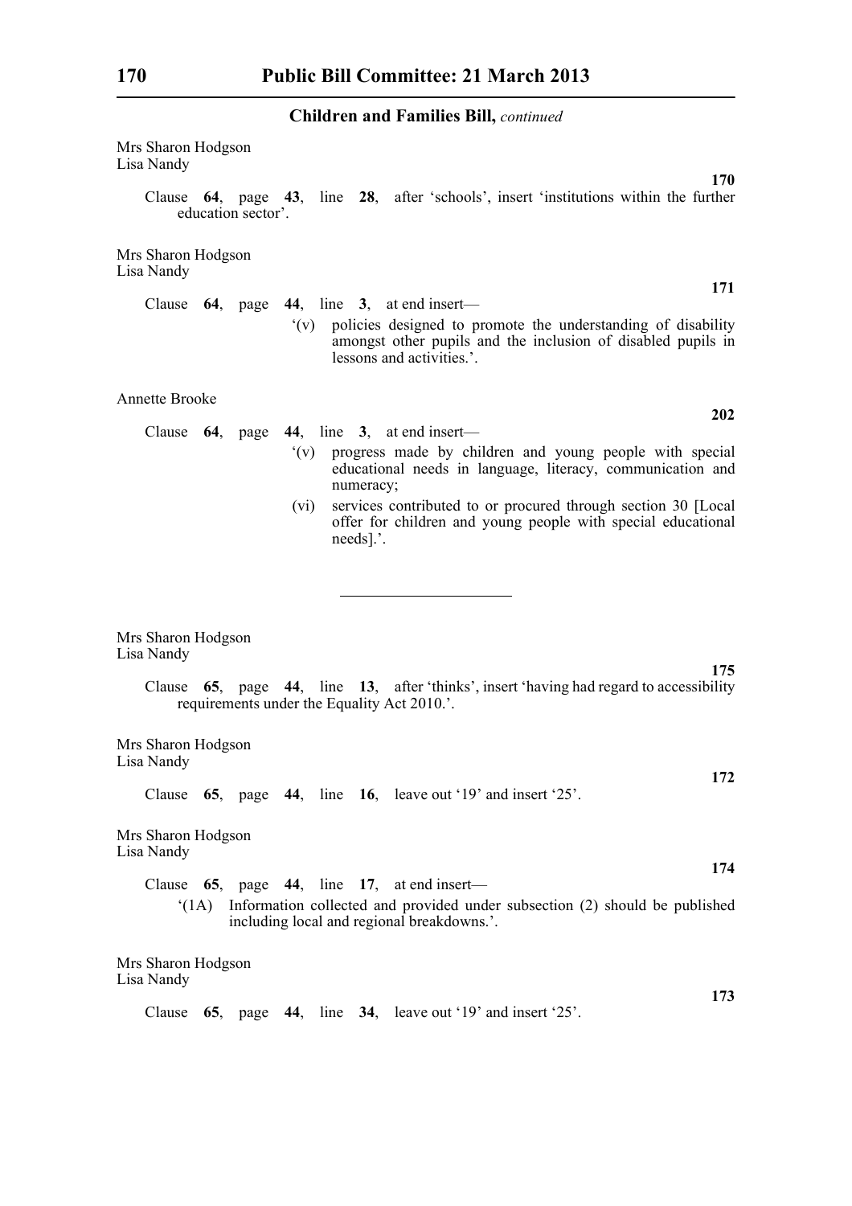Mrs Sharon Hodgson
Lisa Nandy

**170**

Clause **64**, page **43**, line **28**, after 'schools', insert 'institutions within the further education sector'.

Mrs Sharon Hodgson
Lisa Nandy

**171**

Clause **64**, page **44**, line **3**, at end insert—

'(v) policies designed to promote the understanding of disability amongst other pupils and the inclusion of disabled pupils in lessons and activities.'.

Annette Brooke

**202**

Clause **64**, page **44**, line **3**, at end insert—

'(v) progress made by children and young people with special educational needs in language, literacy, communication and numeracy;

(vi) services contributed to or procured through section 30 [Local offer for children and young people with special educational needs].'.

---

Mrs Sharon Hodgson
Lisa Nandy

**175**

Clause **65**, page **44**, line **13**, after 'thinks', insert 'having had regard to accessibility requirements under the Equality Act 2010.'.

Mrs Sharon Hodgson
Lisa Nandy

**172**

Clause **65**, page **44**, line **16**, leave out '19' and insert '25'.

Mrs Sharon Hodgson
Lisa Nandy

**174**

Clause **65**, page **44**, line **17**, at end insert—

'(1A) Information collected and provided under subsection (2) should be published including local and regional breakdowns.'.

Mrs Sharon Hodgson
Lisa Nandy

**173**

Clause **65**, page **44**, line **34**, leave out '19' and insert '25'.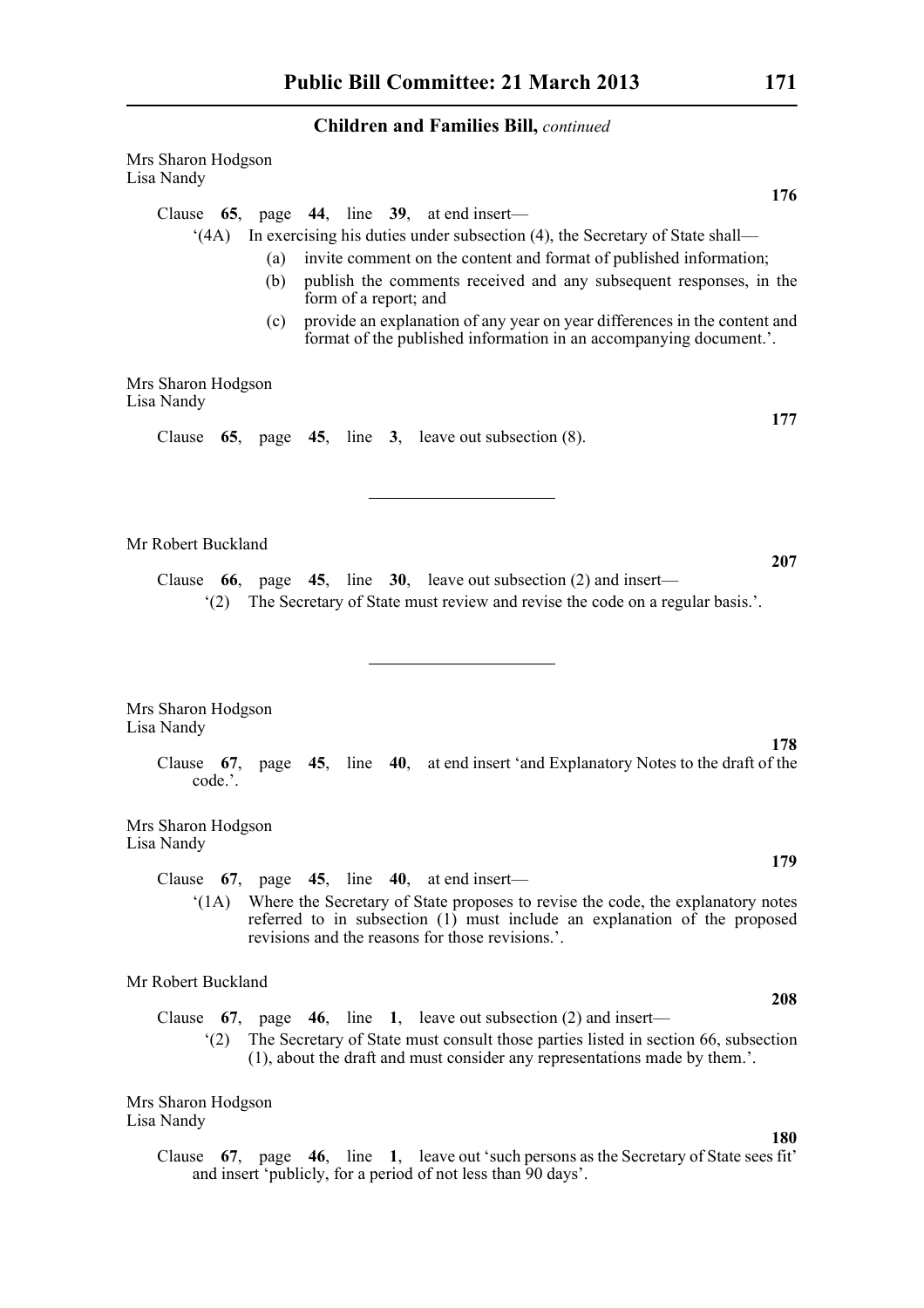**Children and Families Bill,** *continued*

Mrs Sharon Hodgson
Lisa Nandy

**176**

Clause **65**, page **44**, line **39**, at end insert—

'(4A) In exercising his duties under subsection (4), the Secretary of State shall—

(a) invite comment on the content and format of published information;

(b) publish the comments received and any subsequent responses, in the form of a report; and

(c) provide an explanation of any year on year differences in the content and format of the published information in an accompanying document.'.

Mrs Sharon Hodgson
Lisa Nandy

**177**

Clause **65**, page **45**, line **3**, leave out subsection (8).

---

Mr Robert Buckland

**207**

Clause **66**, page **45**, line **30**, leave out subsection (2) and insert—

'(2) The Secretary of State must review and revise the code on a regular basis.'.

---

Mrs Sharon Hodgson
Lisa Nandy

**178**

Clause **67**, page **45**, line **40**, at end insert 'and Explanatory Notes to the draft of the code.'.

Mrs Sharon Hodgson
Lisa Nandy

**179**

Clause **67**, page **45**, line **40**, at end insert—

'(1A) Where the Secretary of State proposes to revise the code, the explanatory notes referred to in subsection (1) must include an explanation of the proposed revisions and the reasons for those revisions.'.

Mr Robert Buckland

**208**

Clause **67**, page **46**, line **1**, leave out subsection (2) and insert—

'(2) The Secretary of State must consult those parties listed in section 66, subsection (1), about the draft and must consider any representations made by them.'.

Mrs Sharon Hodgson
Lisa Nandy

**180**

Clause **67**, page **46**, line **1**, leave out 'such persons as the Secretary of State sees fit' and insert 'publicly, for a period of not less than 90 days'.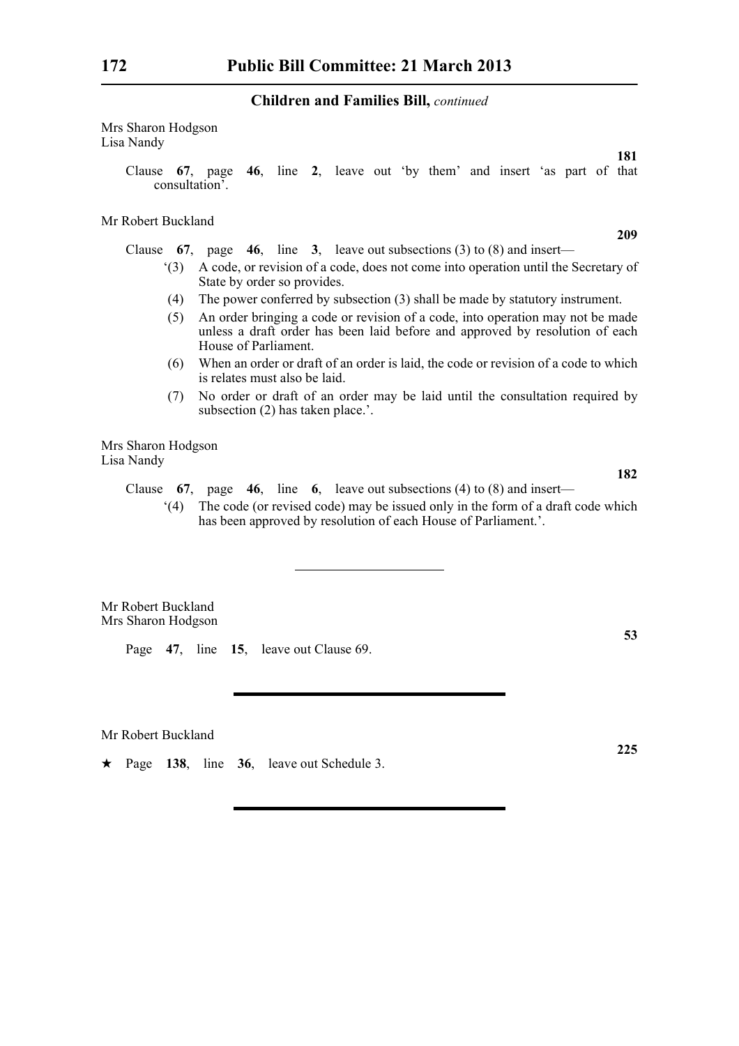**Children and Families Bill,** *continued*

Mrs Sharon Hodgson
Lisa Nandy

**181**

Clause **67**, page **46**, line **2**, leave out 'by them' and insert 'as part of that consultation'.

Mr Robert Buckland

**209**

Clause **67**, page **46**, line **3**, leave out subsections (3) to (8) and insert—

'(3) A code, or revision of a code, does not come into operation until the Secretary of State by order so provides.

(4) The power conferred by subsection (3) shall be made by statutory instrument.

(5) An order bringing a code or revision of a code, into operation may not be made unless a draft order has been laid before and approved by resolution of each House of Parliament.

(6) When an order or draft of an order is laid, the code or revision of a code to which is relates must also be laid.

(7) No order or draft of an order may be laid until the consultation required by subsection (2) has taken place.'.

Mrs Sharon Hodgson
Lisa Nandy

**182**

Clause **67**, page **46**, line **6**, leave out subsections (4) to (8) and insert—

'(4) The code (or revised code) may be issued only in the form of a draft code which has been approved by resolution of each House of Parliament.'.

---

Mr Robert Buckland
Mrs Sharon Hodgson

**53**

Page **47**, line **15**, leave out Clause 69.

---

Mr Robert Buckland

**225**

★ Page **138**, line **36**, leave out Schedule 3.

---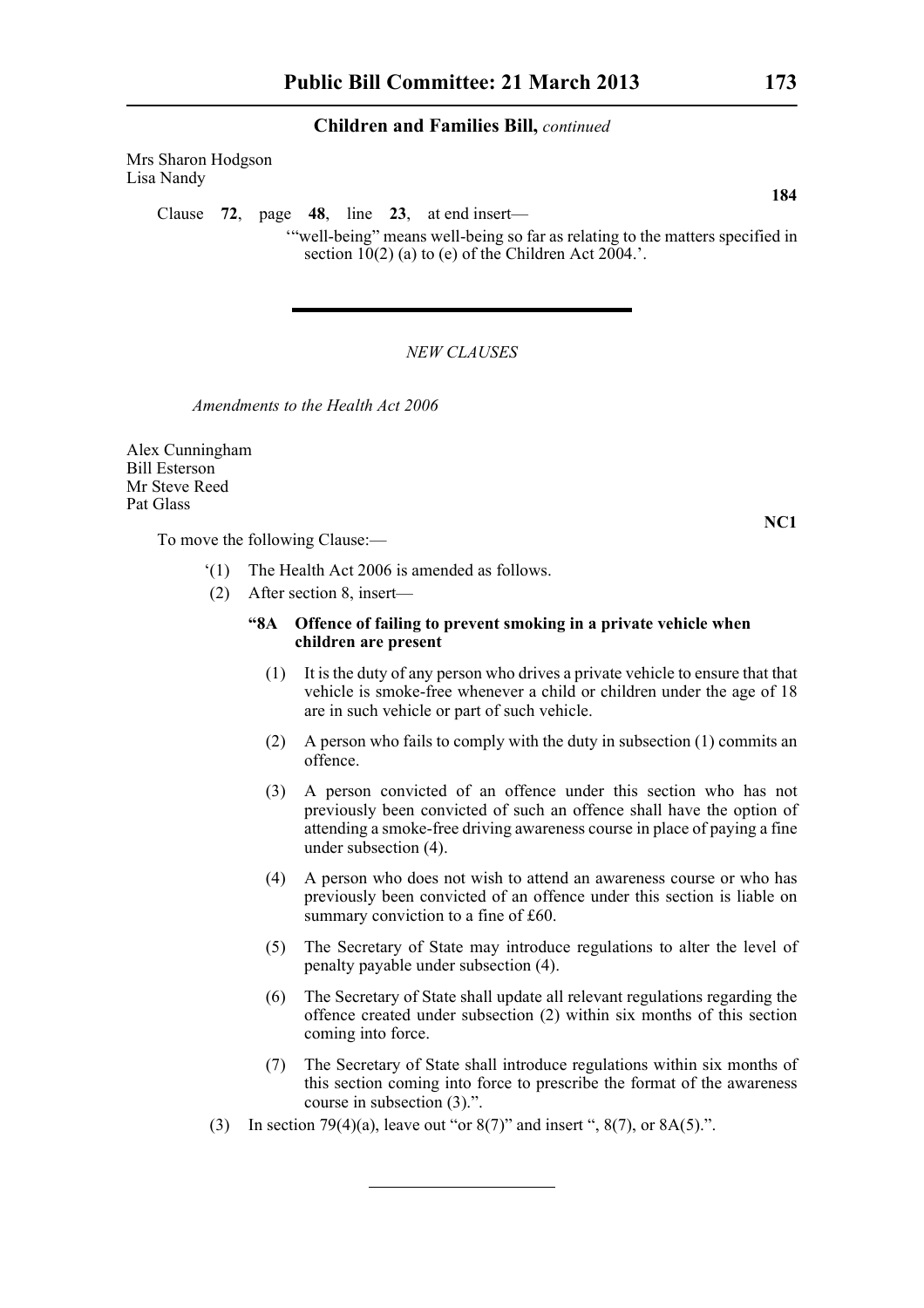Mrs Sharon Hodgson
Lisa Nandy

**184**

Clause **72**, page **48**, line **23**, at end insert—

'"well-being" means well-being so far as relating to the matters specified in section 10(2) (a) to (e) of the Children Act 2004.'.

---

*NEW CLAUSES*

*Amendments to the Health Act 2006*

Alex Cunningham
Bill Esterson
Mr Steve Reed
Pat Glass

**NC1**

To move the following Clause:—

'(1) The Health Act 2006 is amended as follows.

(2) After section 8, insert—

**"8A Offence of failing to prevent smoking in a private vehicle when children are present**

(1) It is the duty of any person who drives a private vehicle to ensure that that vehicle is smoke-free whenever a child or children under the age of 18 are in such vehicle or part of such vehicle.

(2) A person who fails to comply with the duty in subsection (1) commits an offence.

(3) A person convicted of an offence under this section who has not previously been convicted of such an offence shall have the option of attending a smoke-free driving awareness course in place of paying a fine under subsection (4).

(4) A person who does not wish to attend an awareness course or who has previously been convicted of an offence under this section is liable on summary conviction to a fine of £60.

(5) The Secretary of State may introduce regulations to alter the level of penalty payable under subsection (4).

(6) The Secretary of State shall update all relevant regulations regarding the offence created under subsection (2) within six months of this section coming into force.

(7) The Secretary of State shall introduce regulations within six months of this section coming into force to prescribe the format of the awareness course in subsection (3).".

(3) In section 79(4)(a), leave out "or 8(7)" and insert ", 8(7), or 8A(5).".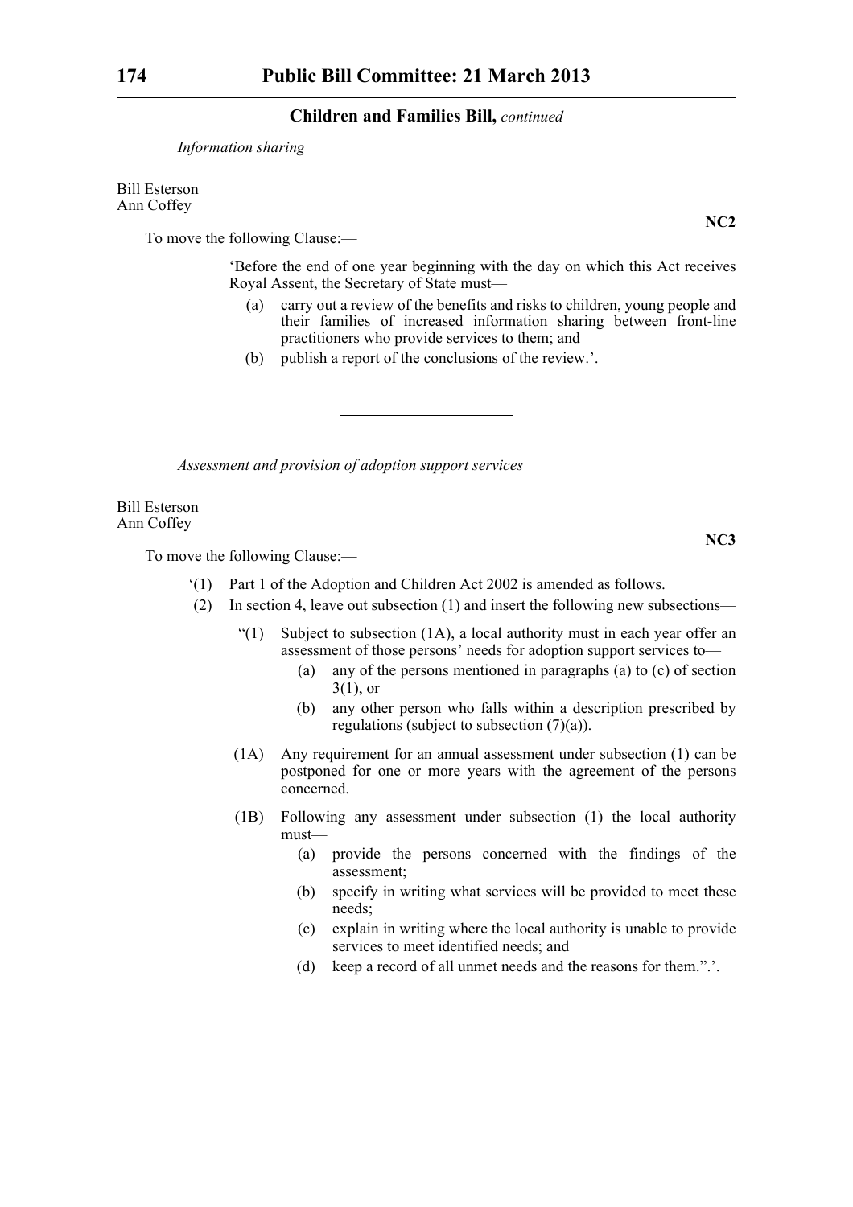## Children and Families Bill, *continued*

*Information sharing*

Bill Esterson
Ann Coffey

**NC2**

To move the following Clause:—

'Before the end of one year beginning with the day on which this Act receives Royal Assent, the Secretary of State must—

(a) carry out a review of the benefits and risks to children, young people and their families of increased information sharing between front-line practitioners who provide services to them; and

(b) publish a report of the conclusions of the review.'.

---

*Assessment and provision of adoption support services*

Bill Esterson
Ann Coffey

**NC3**

To move the following Clause:—

'(1) Part 1 of the Adoption and Children Act 2002 is amended as follows.

(2) In section 4, leave out subsection (1) and insert the following new subsections—

"(1) Subject to subsection (1A), a local authority must in each year offer an assessment of those persons' needs for adoption support services to—

(a) any of the persons mentioned in paragraphs (a) to (c) of section 3(1), or

(b) any other person who falls within a description prescribed by regulations (subject to subsection (7)(a)).

(1A) Any requirement for an annual assessment under subsection (1) can be postponed for one or more years with the agreement of the persons concerned.

(1B) Following any assessment under subsection (1) the local authority must—

(a) provide the persons concerned with the findings of the assessment;

(b) specify in writing what services will be provided to meet these needs;

(c) explain in writing where the local authority is unable to provide services to meet identified needs; and

(d) keep a record of all unmet needs and the reasons for them.".'.

---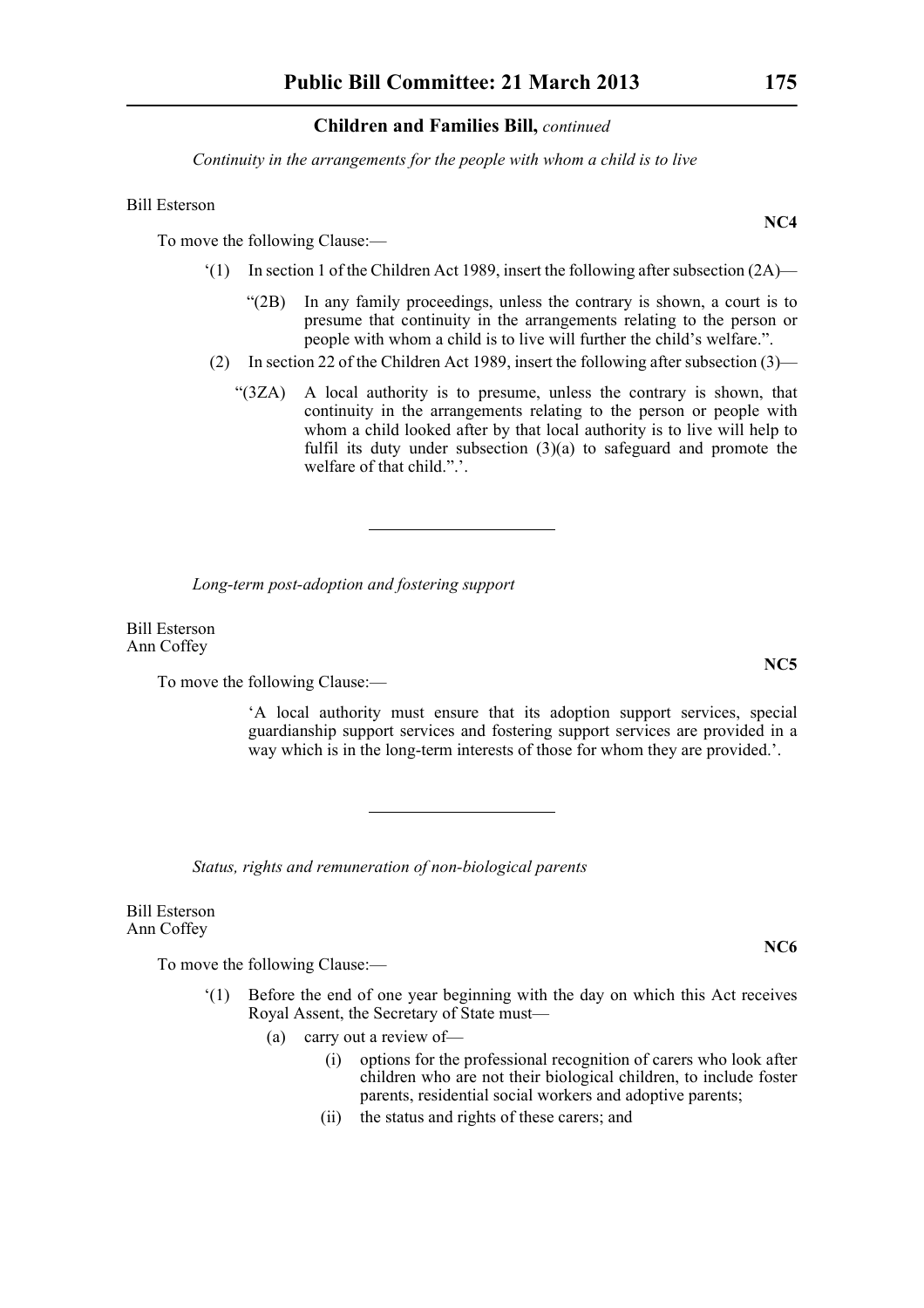## Children and Families Bill, *continued*

*Continuity in the arrangements for the people with whom a child is to live*

Bill Esterson

**NC4**

To move the following Clause:—

‘(1) In section 1 of the Children Act 1989, insert the following after subsection (2A)—

“(2B) In any family proceedings, unless the contrary is shown, a court is to presume that continuity in the arrangements relating to the person or people with whom a child is to live will further the child’s welfare.”.

(2) In section 22 of the Children Act 1989, insert the following after subsection (3)—

“(3ZA) A local authority is to presume, unless the contrary is shown, that continuity in the arrangements relating to the person or people with whom a child looked after by that local authority is to live will help to fulfil its duty under subsection (3)(a) to safeguard and promote the welfare of that child.”.’.

---

*Long-term post-adoption and fostering support*

Bill Esterson
Ann Coffey

**NC5**

To move the following Clause:—

‘A local authority must ensure that its adoption support services, special guardianship support services and fostering support services are provided in a way which is in the long-term interests of those for whom they are provided.’.

---

*Status, rights and remuneration of non-biological parents*

Bill Esterson
Ann Coffey

**NC6**

To move the following Clause:—

‘(1) Before the end of one year beginning with the day on which this Act receives Royal Assent, the Secretary of State must—

(a) carry out a review of—

(i) options for the professional recognition of carers who look after children who are not their biological children, to include foster parents, residential social workers and adoptive parents;

(ii) the status and rights of these carers; and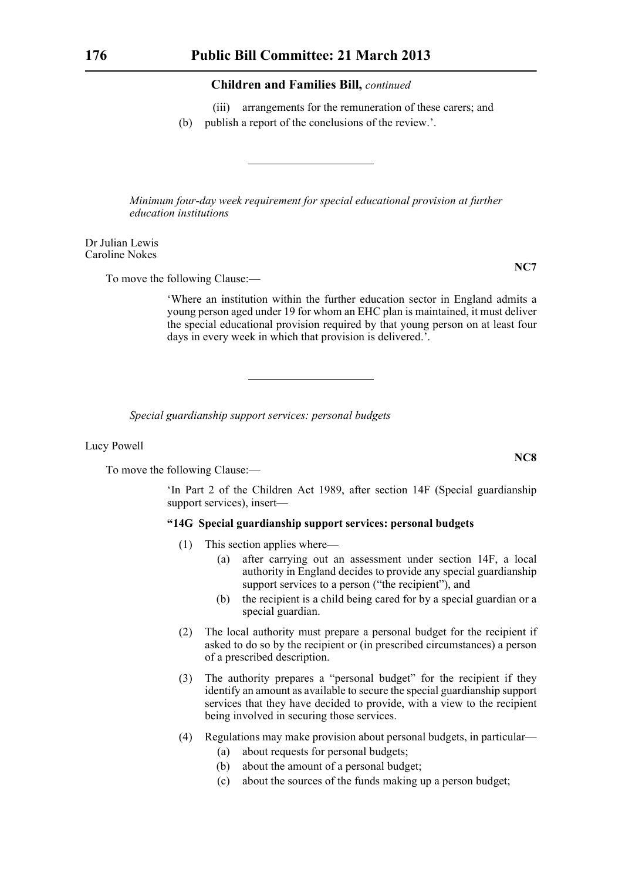## Children and Families Bill, *continued*

(iii) arrangements for the remuneration of these carers; and

(b) publish a report of the conclusions of the review.'.

---

*Minimum four-day week requirement for special educational provision at further education institutions*

Dr Julian Lewis
Caroline Nokes

**NC7**

To move the following Clause:—

'Where an institution within the further education sector in England admits a young person aged under 19 for whom an EHC plan is maintained, it must deliver the special educational provision required by that young person on at least four days in every week in which that provision is delivered.'.

---

*Special guardianship support services: personal budgets*

Lucy Powell

**NC8**

To move the following Clause:—

'In Part 2 of the Children Act 1989, after section 14F (Special guardianship support services), insert—

**"14G Special guardianship support services: personal budgets**

(1) This section applies where—

(a) after carrying out an assessment under section 14F, a local authority in England decides to provide any special guardianship support services to a person ("the recipient"), and

(b) the recipient is a child being cared for by a special guardian or a special guardian.

(2) The local authority must prepare a personal budget for the recipient if asked to do so by the recipient or (in prescribed circumstances) a person of a prescribed description.

(3) The authority prepares a "personal budget" for the recipient if they identify an amount as available to secure the special guardianship support services that they have decided to provide, with a view to the recipient being involved in securing those services.

(4) Regulations may make provision about personal budgets, in particular—

(a) about requests for personal budgets;

(b) about the amount of a personal budget;

(c) about the sources of the funds making up a person budget;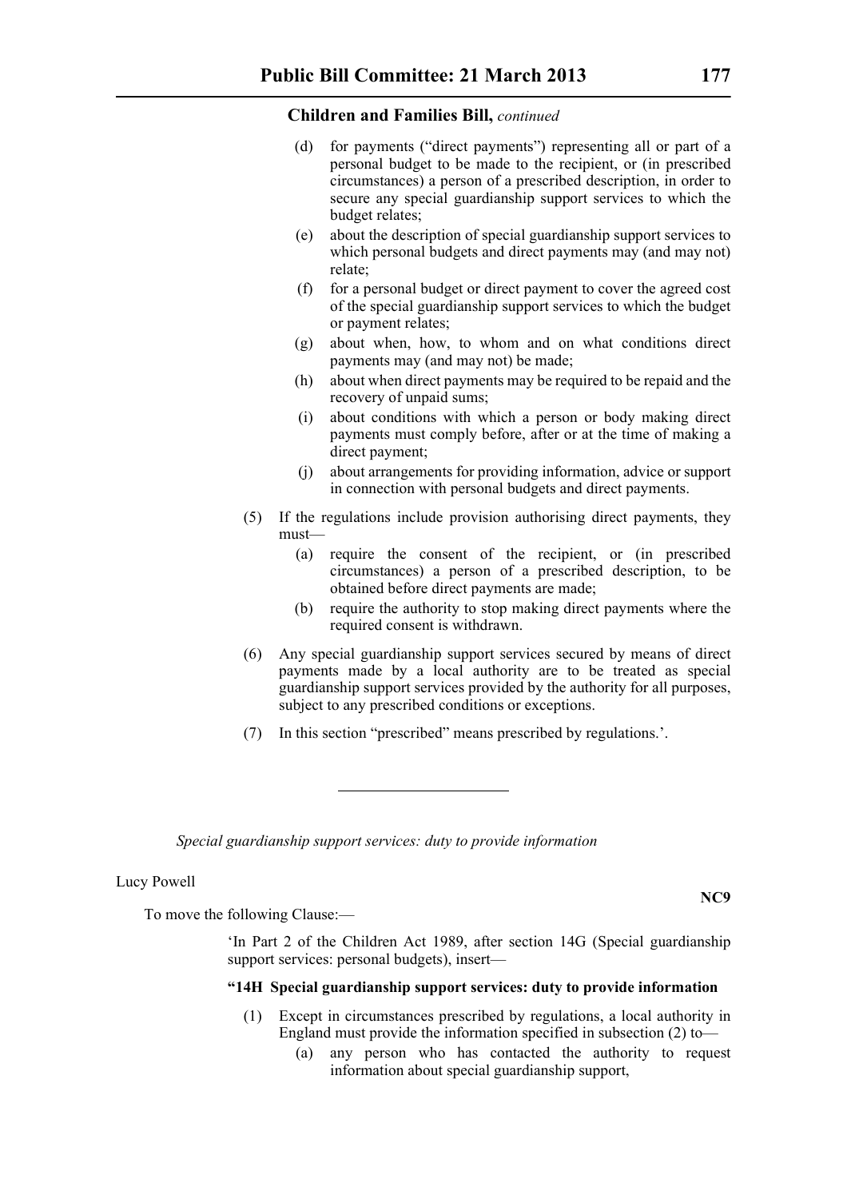**Children and Families Bill,** *continued*

- (d) for payments ("direct payments") representing all or part of a personal budget to be made to the recipient, or (in prescribed circumstances) a person of a prescribed description, in order to secure any special guardianship support services to which the budget relates;
- (e) about the description of special guardianship support services to which personal budgets and direct payments may (and may not) relate;
- (f) for a personal budget or direct payment to cover the agreed cost of the special guardianship support services to which the budget or payment relates;
- (g) about when, how, to whom and on what conditions direct payments may (and may not) be made;
- (h) about when direct payments may be required to be repaid and the recovery of unpaid sums;
- (i) about conditions with which a person or body making direct payments must comply before, after or at the time of making a direct payment;
- (j) about arrangements for providing information, advice or support in connection with personal budgets and direct payments.

(5) If the regulations include provision authorising direct payments, they must—

- (a) require the consent of the recipient, or (in prescribed circumstances) a person of a prescribed description, to be obtained before direct payments are made;
- (b) require the authority to stop making direct payments where the required consent is withdrawn.

(6) Any special guardianship support services secured by means of direct payments made by a local authority are to be treated as special guardianship support services provided by the authority for all purposes, subject to any prescribed conditions or exceptions.

(7) In this section "prescribed" means prescribed by regulations.'.

---

*Special guardianship support services: duty to provide information*

Lucy Powell

**NC9**

To move the following Clause:—

'In Part 2 of the Children Act 1989, after section 14G (Special guardianship support services: personal budgets), insert—

**"14H Special guardianship support services: duty to provide information**

(1) Except in circumstances prescribed by regulations, a local authority in England must provide the information specified in subsection (2) to—

- (a) any person who has contacted the authority to request information about special guardianship support,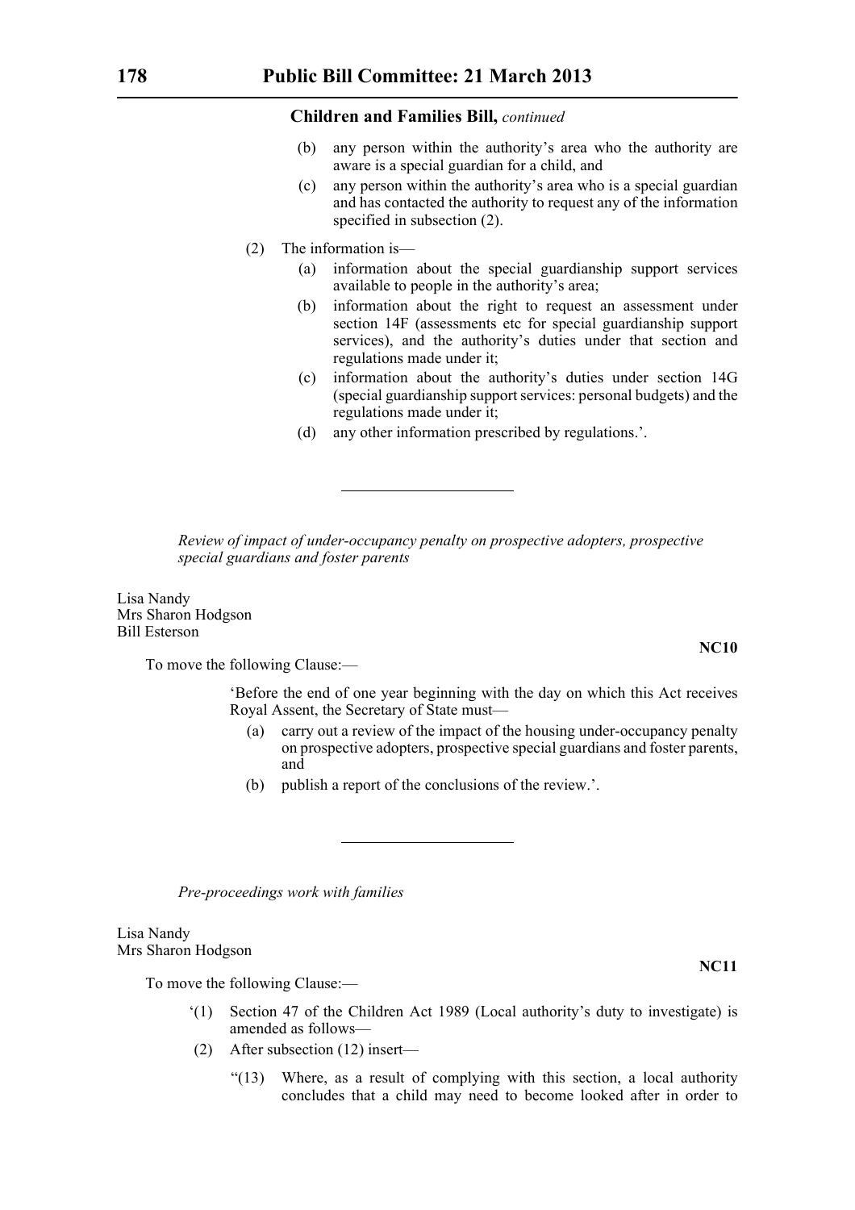**Children and Families Bill,** *continued*

(b) any person within the authority's area who the authority are aware is a special guardian for a child, and

(c) any person within the authority's area who is a special guardian and has contacted the authority to request any of the information specified in subsection (2).

(2) The information is—

(a) information about the special guardianship support services available to people in the authority's area;

(b) information about the right to request an assessment under section 14F (assessments etc for special guardianship support services), and the authority's duties under that section and regulations made under it;

(c) information about the authority's duties under section 14G (special guardianship support services: personal budgets) and the regulations made under it;

(d) any other information prescribed by regulations.'.

---

*Review of impact of under-occupancy penalty on prospective adopters, prospective special guardians and foster parents*

Lisa Nandy
Mrs Sharon Hodgson
Bill Esterson

**NC10**

To move the following Clause:—

'Before the end of one year beginning with the day on which this Act receives Royal Assent, the Secretary of State must—

(a) carry out a review of the impact of the housing under-occupancy penalty on prospective adopters, prospective special guardians and foster parents, and

(b) publish a report of the conclusions of the review.'.

---

*Pre-proceedings work with families*

Lisa Nandy
Mrs Sharon Hodgson

**NC11**

To move the following Clause:—

'(1) Section 47 of the Children Act 1989 (Local authority's duty to investigate) is amended as follows—

(2) After subsection (12) insert—

"(13) Where, as a result of complying with this section, a local authority concludes that a child may need to become looked after in order to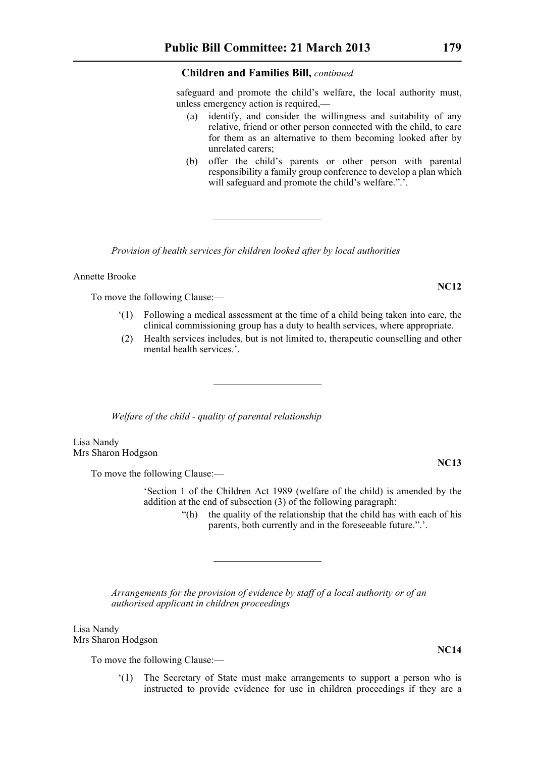safeguard and promote the child's welfare, the local authority must, unless emergency action is required,—

(a) identify, and consider the willingness and suitability of any relative, friend or other person connected with the child, to care for them as an alternative to them becoming looked after by unrelated carers;

(b) offer the child's parents or other person with parental responsibility a family group conference to develop a plan which will safeguard and promote the child's welfare.".'.

---

*Provision of health services for children looked after by local authorities*

Annette Brooke

**NC12**

To move the following Clause:—

'(1) Following a medical assessment at the time of a child being taken into care, the clinical commissioning group has a duty to health services, where appropriate.

(2) Health services includes, but is not limited to, therapeutic counselling and other mental health services.'.

---

*Welfare of the child - quality of parental relationship*

Lisa Nandy
Mrs Sharon Hodgson

**NC13**

To move the following Clause:—

'Section 1 of the Children Act 1989 (welfare of the child) is amended by the addition at the end of subsection (3) of the following paragraph:

"(h) the quality of the relationship that the child has with each of his parents, both currently and in the foreseeable future.".'.

---

*Arrangements for the provision of evidence by staff of a local authority or of an authorised applicant in children proceedings*

Lisa Nandy
Mrs Sharon Hodgson

**NC14**

To move the following Clause:—

'(1) The Secretary of State must make arrangements to support a person who is instructed to provide evidence for use in children proceedings if they are a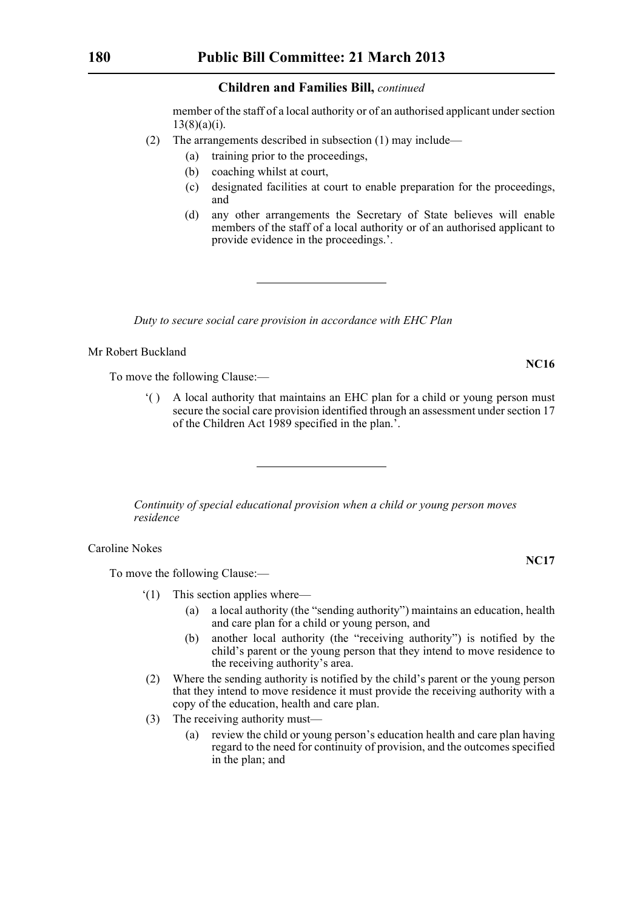member of the staff of a local authority or of an authorised applicant under section 13(8)(a)(i).

(2) The arrangements described in subsection (1) may include—

(a) training prior to the proceedings,

(b) coaching whilst at court,

(c) designated facilities at court to enable preparation for the proceedings, and

(d) any other arrangements the Secretary of State believes will enable members of the staff of a local authority or of an authorised applicant to provide evidence in the proceedings.'.

---

*Duty to secure social care provision in accordance with EHC Plan*

Mr Robert Buckland

**NC16**

To move the following Clause:—

'( ) A local authority that maintains an EHC plan for a child or young person must secure the social care provision identified through an assessment under section 17 of the Children Act 1989 specified in the plan.'.

---

*Continuity of special educational provision when a child or young person moves residence*

Caroline Nokes

**NC17**

To move the following Clause:—

'(1) This section applies where—

(a) a local authority (the "sending authority") maintains an education, health and care plan for a child or young person, and

(b) another local authority (the "receiving authority") is notified by the child's parent or the young person that they intend to move residence to the receiving authority's area.

(2) Where the sending authority is notified by the child's parent or the young person that they intend to move residence it must provide the receiving authority with a copy of the education, health and care plan.

(3) The receiving authority must—

(a) review the child or young person's education health and care plan having regard to the need for continuity of provision, and the outcomes specified in the plan; and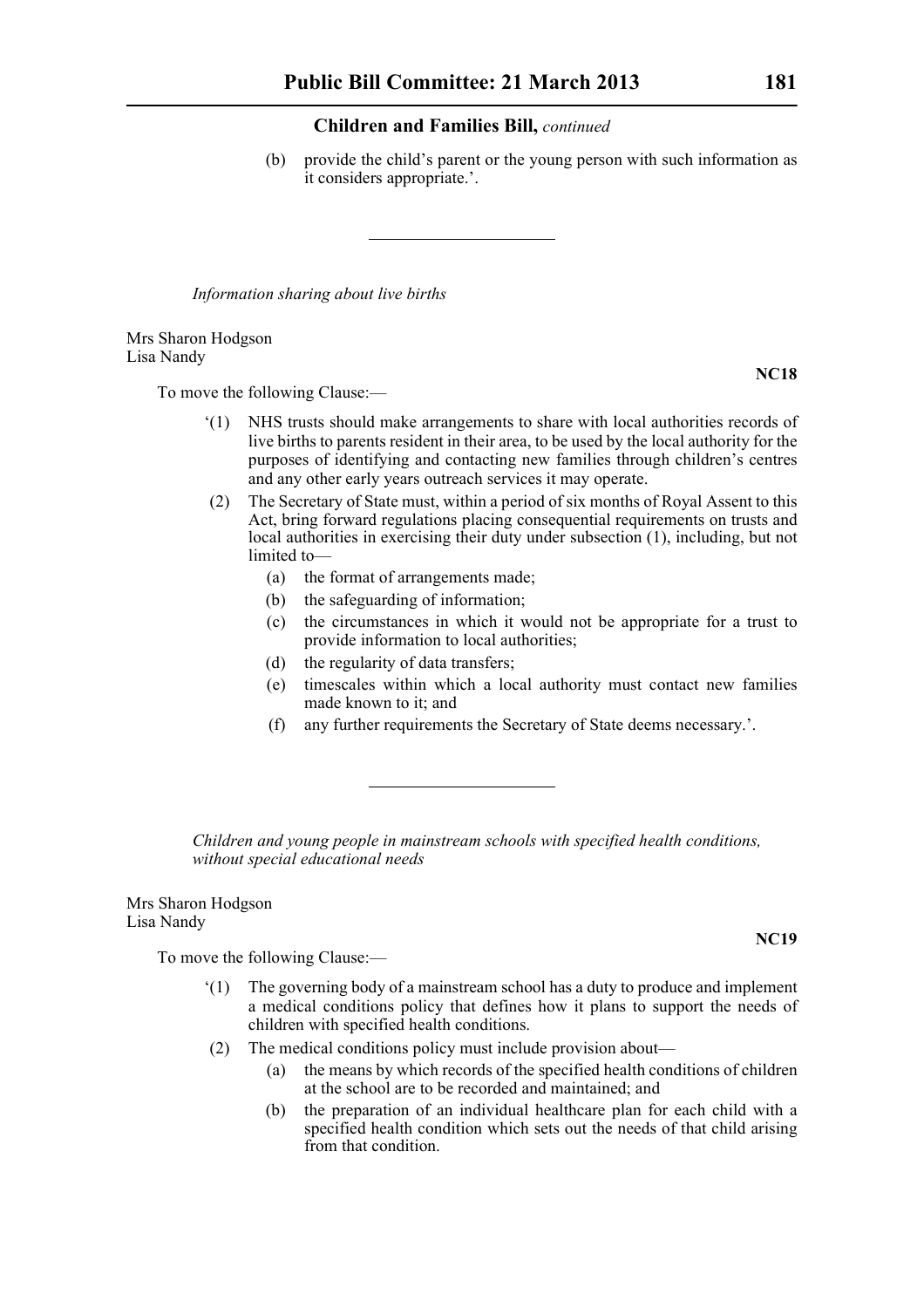(b) provide the child's parent or the young person with such information as it considers appropriate.'.

---

*Information sharing about live births*

Mrs Sharon Hodgson
Lisa Nandy

**NC18**

To move the following Clause:—

'(1) NHS trusts should make arrangements to share with local authorities records of live births to parents resident in their area, to be used by the local authority for the purposes of identifying and contacting new families through children's centres and any other early years outreach services it may operate.

(2) The Secretary of State must, within a period of six months of Royal Assent to this Act, bring forward regulations placing consequential requirements on trusts and local authorities in exercising their duty under subsection (1), including, but not limited to—

(a) the format of arrangements made;

(b) the safeguarding of information;

(c) the circumstances in which it would not be appropriate for a trust to provide information to local authorities;

(d) the regularity of data transfers;

(e) timescales within which a local authority must contact new families made known to it; and

(f) any further requirements the Secretary of State deems necessary.'.

---

*Children and young people in mainstream schools with specified health conditions, without special educational needs*

Mrs Sharon Hodgson
Lisa Nandy

**NC19**

To move the following Clause:—

'(1) The governing body of a mainstream school has a duty to produce and implement a medical conditions policy that defines how it plans to support the needs of children with specified health conditions.

(2) The medical conditions policy must include provision about—

(a) the means by which records of the specified health conditions of children at the school are to be recorded and maintained; and

(b) the preparation of an individual healthcare plan for each child with a specified health condition which sets out the needs of that child arising from that condition.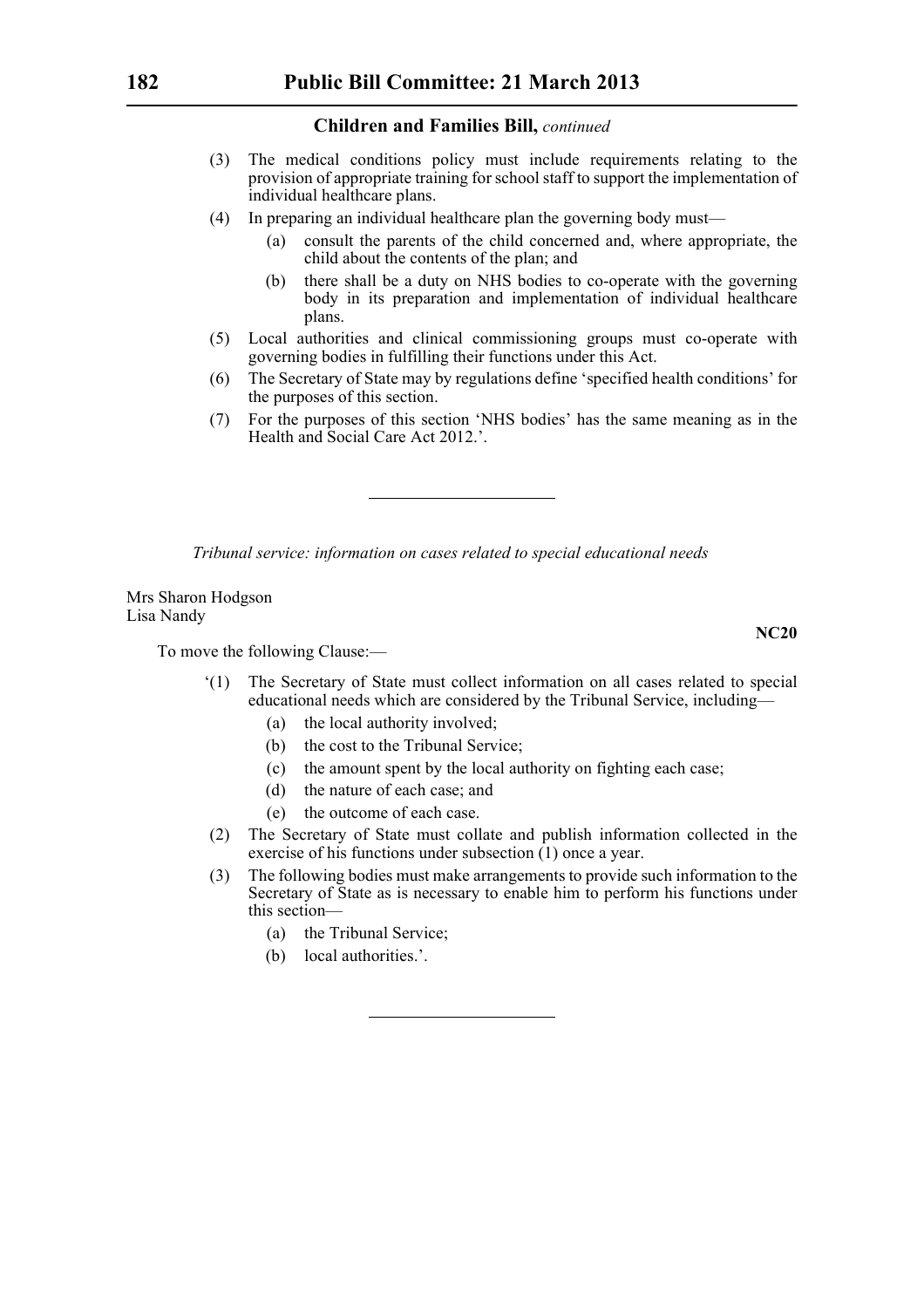**Children and Families Bill,** *continued*

(3) The medical conditions policy must include requirements relating to the provision of appropriate training for school staff to support the implementation of individual healthcare plans.

(4) In preparing an individual healthcare plan the governing body must—

(a) consult the parents of the child concerned and, where appropriate, the child about the contents of the plan; and

(b) there shall be a duty on NHS bodies to co-operate with the governing body in its preparation and implementation of individual healthcare plans.

(5) Local authorities and clinical commissioning groups must co-operate with governing bodies in fulfilling their functions under this Act.

(6) The Secretary of State may by regulations define 'specified health conditions' for the purposes of this section.

(7) For the purposes of this section 'NHS bodies' has the same meaning as in the Health and Social Care Act 2012.'.

---

*Tribunal service: information on cases related to special educational needs*

Mrs Sharon Hodgson
Lisa Nandy

**NC20**

To move the following Clause:—

'(1) The Secretary of State must collect information on all cases related to special educational needs which are considered by the Tribunal Service, including—

(a) the local authority involved;

(b) the cost to the Tribunal Service;

(c) the amount spent by the local authority on fighting each case;

(d) the nature of each case; and

(e) the outcome of each case.

(2) The Secretary of State must collate and publish information collected in the exercise of his functions under subsection (1) once a year.

(3) The following bodies must make arrangements to provide such information to the Secretary of State as is necessary to enable him to perform his functions under this section—

(a) the Tribunal Service;

(b) local authorities.'.

---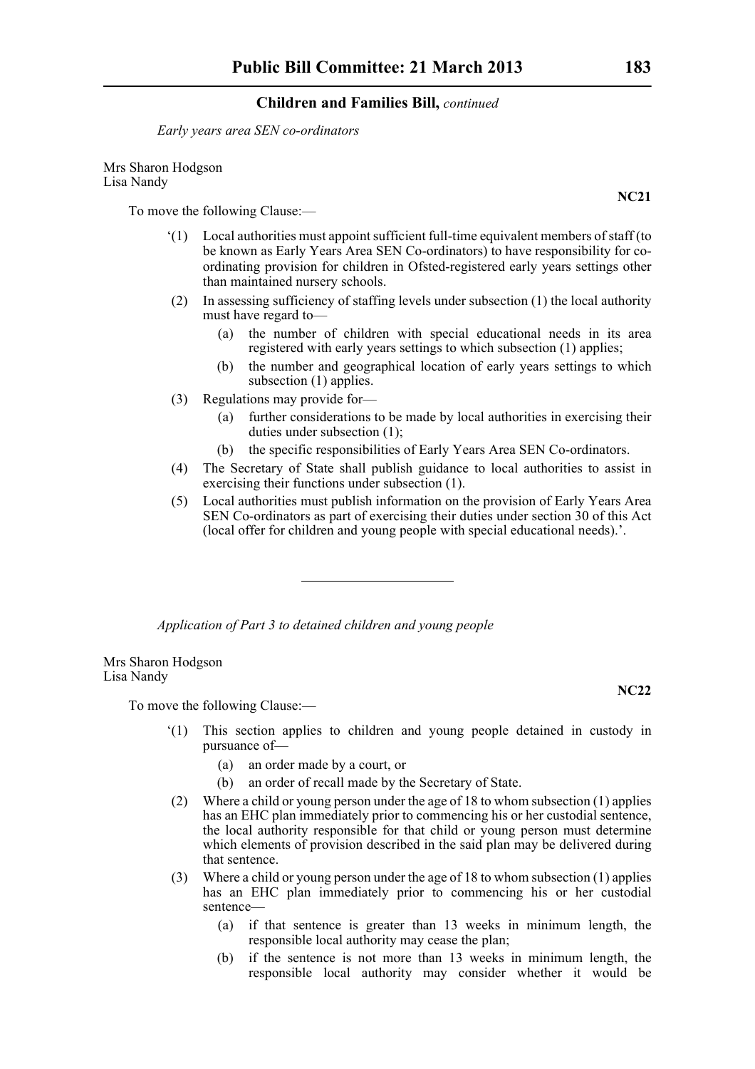*Early years area SEN co-ordinators*

Mrs Sharon Hodgson
Lisa Nandy

**NC21**

To move the following Clause:—

'(1) Local authorities must appoint sufficient full-time equivalent members of staff (to be known as Early Years Area SEN Co-ordinators) to have responsibility for co-ordinating provision for children in Ofsted-registered early years settings other than maintained nursery schools.

(2) In assessing sufficiency of staffing levels under subsection (1) the local authority must have regard to—

(a) the number of children with special educational needs in its area registered with early years settings to which subsection (1) applies;

(b) the number and geographical location of early years settings to which subsection (1) applies.

(3) Regulations may provide for—

(a) further considerations to be made by local authorities in exercising their duties under subsection (1);

(b) the specific responsibilities of Early Years Area SEN Co-ordinators.

(4) The Secretary of State shall publish guidance to local authorities to assist in exercising their functions under subsection (1).

(5) Local authorities must publish information on the provision of Early Years Area SEN Co-ordinators as part of exercising their duties under section 30 of this Act (local offer for children and young people with special educational needs).'.

---

*Application of Part 3 to detained children and young people*

Mrs Sharon Hodgson
Lisa Nandy

**NC22**

To move the following Clause:—

'(1) This section applies to children and young people detained in custody in pursuance of—

(a) an order made by a court, or

(b) an order of recall made by the Secretary of State.

(2) Where a child or young person under the age of 18 to whom subsection (1) applies has an EHC plan immediately prior to commencing his or her custodial sentence, the local authority responsible for that child or young person must determine which elements of provision described in the said plan may be delivered during that sentence.

(3) Where a child or young person under the age of 18 to whom subsection (1) applies has an EHC plan immediately prior to commencing his or her custodial sentence—

(a) if that sentence is greater than 13 weeks in minimum length, the responsible local authority may cease the plan;

(b) if the sentence is not more than 13 weeks in minimum length, the responsible local authority may consider whether it would be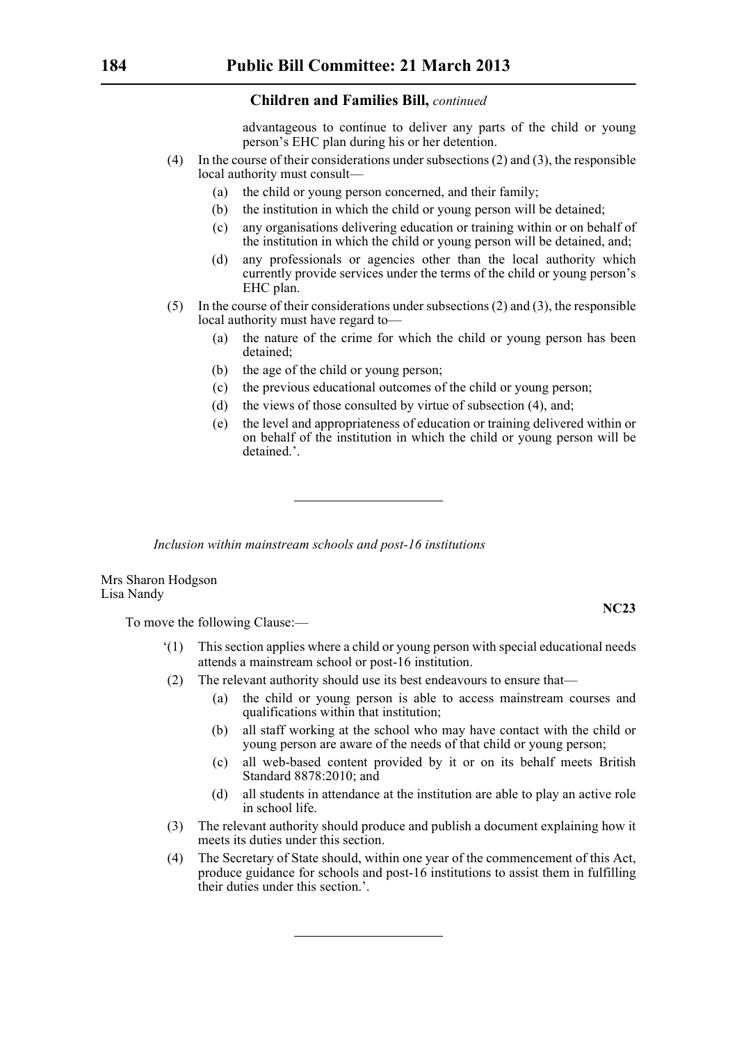advantageous to continue to deliver any parts of the child or young person's EHC plan during his or her detention.

(4) In the course of their considerations under subsections (2) and (3), the responsible local authority must consult—

(a) the child or young person concerned, and their family;

(b) the institution in which the child or young person will be detained;

(c) any organisations delivering education or training within or on behalf of the institution in which the child or young person will be detained, and;

(d) any professionals or agencies other than the local authority which currently provide services under the terms of the child or young person's EHC plan.

(5) In the course of their considerations under subsections (2) and (3), the responsible local authority must have regard to—

(a) the nature of the crime for which the child or young person has been detained;

(b) the age of the child or young person;

(c) the previous educational outcomes of the child or young person;

(d) the views of those consulted by virtue of subsection (4), and;

(e) the level and appropriateness of education or training delivered within or on behalf of the institution in which the child or young person will be detained.'.

---

*Inclusion within mainstream schools and post-16 institutions*

Mrs Sharon Hodgson
Lisa Nandy

**NC23**

To move the following Clause:—

'(1) This section applies where a child or young person with special educational needs attends a mainstream school or post-16 institution.

(2) The relevant authority should use its best endeavours to ensure that—

(a) the child or young person is able to access mainstream courses and qualifications within that institution;

(b) all staff working at the school who may have contact with the child or young person are aware of the needs of that child or young person;

(c) all web-based content provided by it or on its behalf meets British Standard 8878:2010; and

(d) all students in attendance at the institution are able to play an active role in school life.

(3) The relevant authority should produce and publish a document explaining how it meets its duties under this section.

(4) The Secretary of State should, within one year of the commencement of this Act, produce guidance for schools and post-16 institutions to assist them in fulfilling their duties under this section.'.

---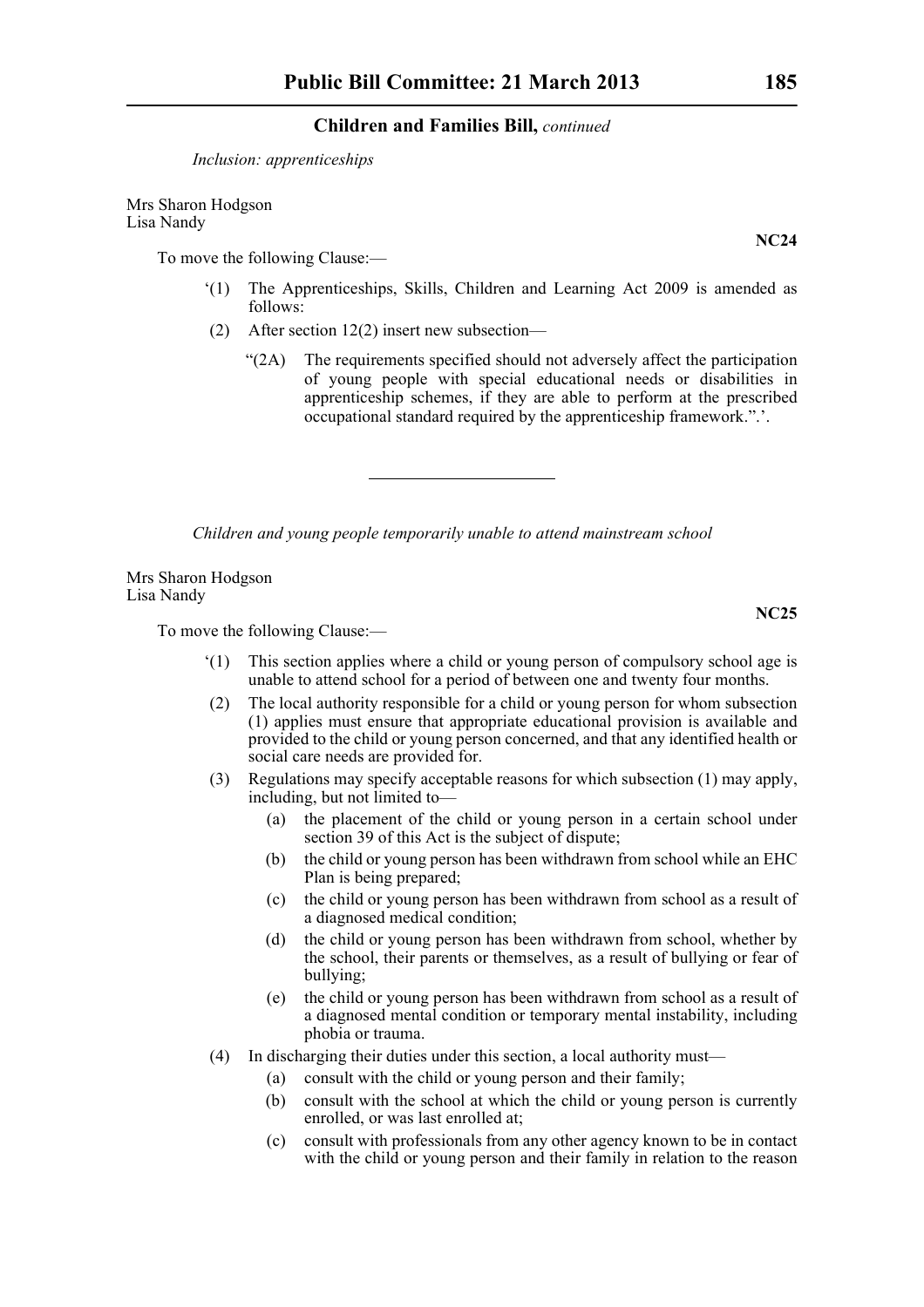*Inclusion: apprenticeships*

Mrs Sharon Hodgson
Lisa Nandy

**NC24**

To move the following Clause:—

‘(1) The Apprenticeships, Skills, Children and Learning Act 2009 is amended as follows:

(2) After section 12(2) insert new subsection—

“(2A) The requirements specified should not adversely affect the participation of young people with special educational needs or disabilities in apprenticeship schemes, if they are able to perform at the prescribed occupational standard required by the apprenticeship framework.”.’.

---

*Children and young people temporarily unable to attend mainstream school*

Mrs Sharon Hodgson
Lisa Nandy

**NC25**

To move the following Clause:—

‘(1) This section applies where a child or young person of compulsory school age is unable to attend school for a period of between one and twenty four months.

(2) The local authority responsible for a child or young person for whom subsection (1) applies must ensure that appropriate educational provision is available and provided to the child or young person concerned, and that any identified health or social care needs are provided for.

(3) Regulations may specify acceptable reasons for which subsection (1) may apply, including, but not limited to—

(a) the placement of the child or young person in a certain school under section 39 of this Act is the subject of dispute;

(b) the child or young person has been withdrawn from school while an EHC Plan is being prepared;

(c) the child or young person has been withdrawn from school as a result of a diagnosed medical condition;

(d) the child or young person has been withdrawn from school, whether by the school, their parents or themselves, as a result of bullying or fear of bullying;

(e) the child or young person has been withdrawn from school as a result of a diagnosed mental condition or temporary mental instability, including phobia or trauma.

(4) In discharging their duties under this section, a local authority must—

(a) consult with the child or young person and their family;

(b) consult with the school at which the child or young person is currently enrolled, or was last enrolled at;

(c) consult with professionals from any other agency known to be in contact with the child or young person and their family in relation to the reason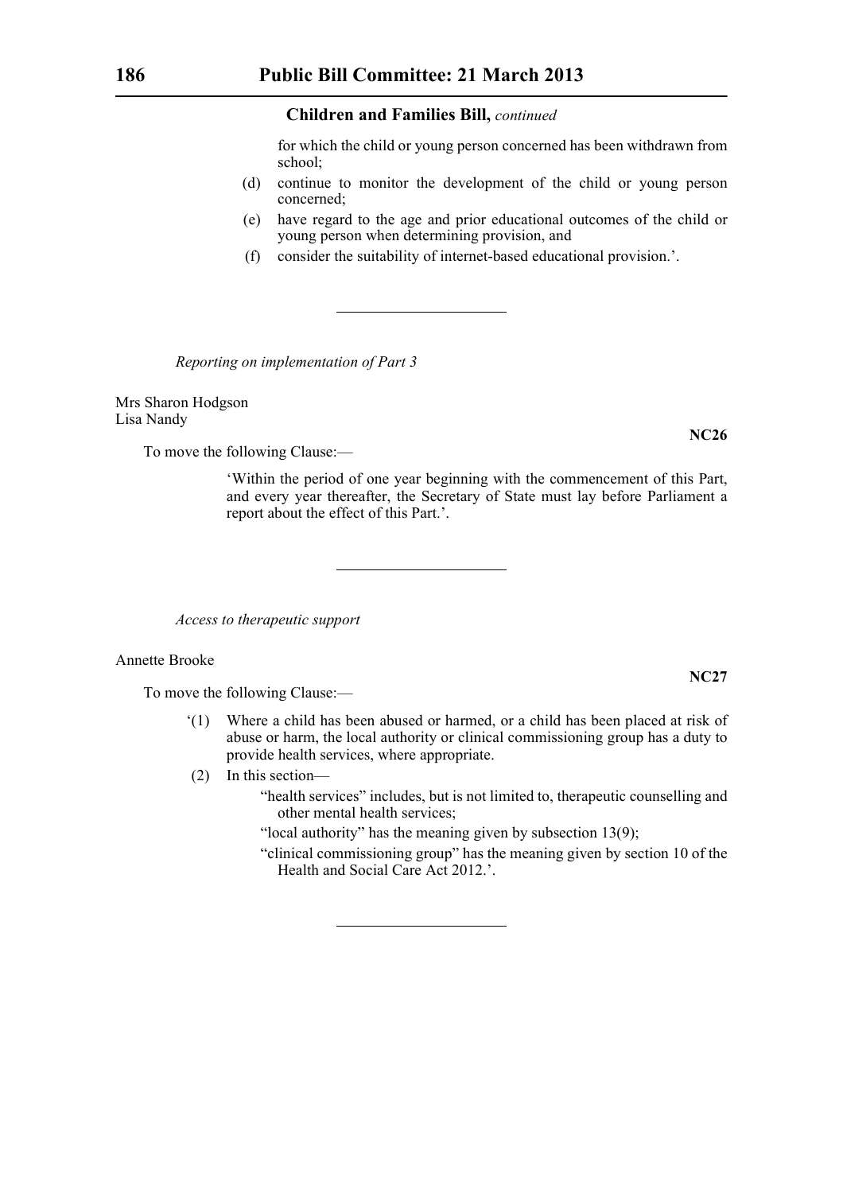for which the child or young person concerned has been withdrawn from school;

(d) continue to monitor the development of the child or young person concerned;

(e) have regard to the age and prior educational outcomes of the child or young person when determining provision, and

(f) consider the suitability of internet-based educational provision.'.

---

*Reporting on implementation of Part 3*

Mrs Sharon Hodgson
Lisa Nandy

**NC26**

To move the following Clause:—

'Within the period of one year beginning with the commencement of this Part, and every year thereafter, the Secretary of State must lay before Parliament a report about the effect of this Part.'.

---

*Access to therapeutic support*

Annette Brooke

**NC27**

To move the following Clause:—

'(1) Where a child has been abused or harmed, or a child has been placed at risk of abuse or harm, the local authority or clinical commissioning group has a duty to provide health services, where appropriate.

(2) In this section—

"health services" includes, but is not limited to, therapeutic counselling and other mental health services;

"local authority" has the meaning given by subsection 13(9);

"clinical commissioning group" has the meaning given by section 10 of the Health and Social Care Act 2012.'.

---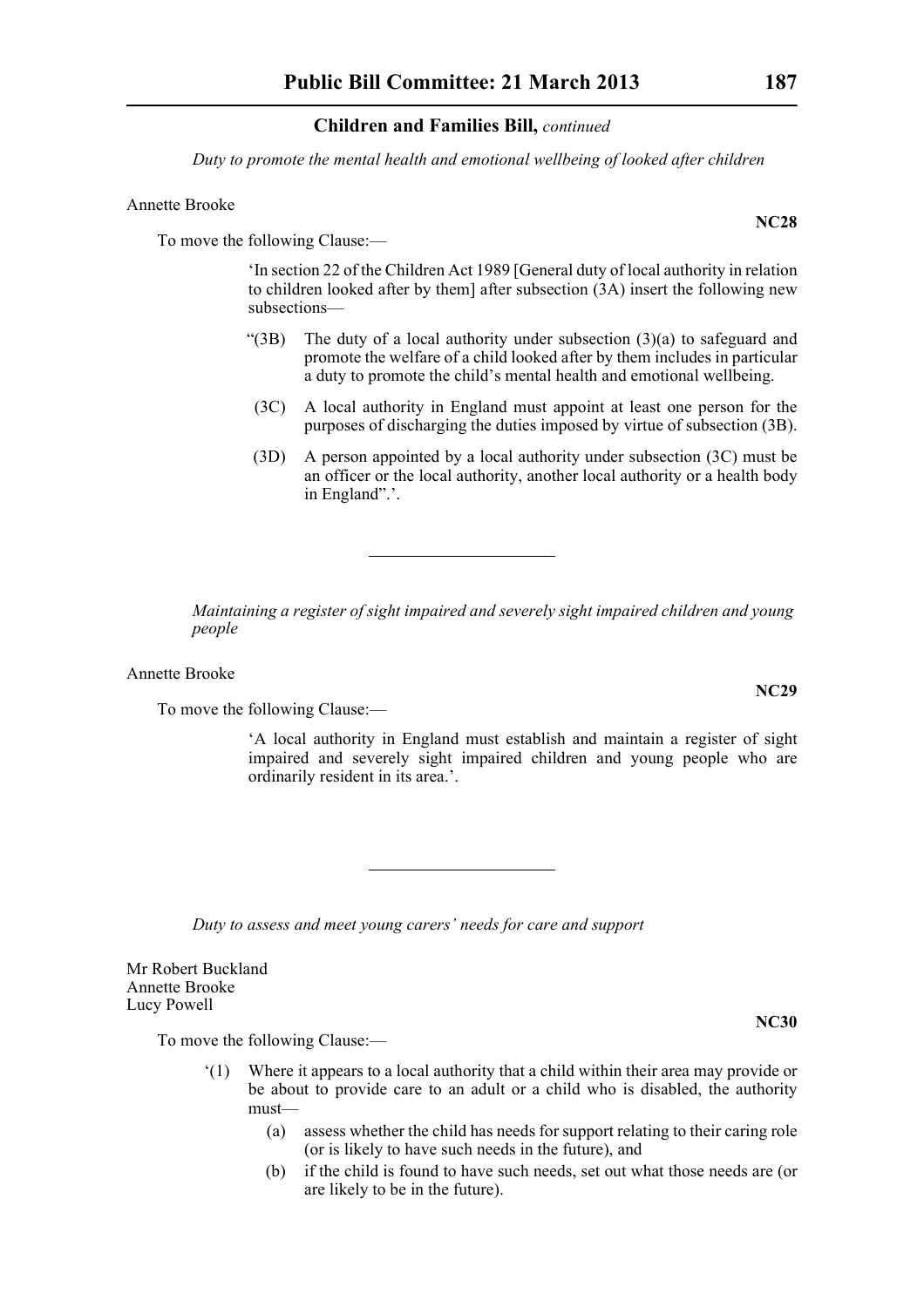*Duty to promote the mental health and emotional wellbeing of looked after children*

Annette Brooke

**NC28**

To move the following Clause:—

> 'In section 22 of the Children Act 1989 [General duty of local authority in relation to children looked after by them] after subsection (3A) insert the following new subsections—
>
> "(3B) The duty of a local authority under subsection (3)(a) to safeguard and promote the welfare of a child looked after by them includes in particular a duty to promote the child's mental health and emotional wellbeing.
>
> (3C) A local authority in England must appoint at least one person for the purposes of discharging the duties imposed by virtue of subsection (3B).
>
> (3D) A person appointed by a local authority under subsection (3C) must be an officer or the local authority, another local authority or a health body in England".'.

---

*Maintaining a register of sight impaired and severely sight impaired children and young people*

Annette Brooke

**NC29**

To move the following Clause:—

> 'A local authority in England must establish and maintain a register of sight impaired and severely sight impaired children and young people who are ordinarily resident in its area.'.

---

*Duty to assess and meet young carers' needs for care and support*

Mr Robert Buckland
Annette Brooke
Lucy Powell

**NC30**

To move the following Clause:—

> '(1) Where it appears to a local authority that a child within their area may provide or be about to provide care to an adult or a child who is disabled, the authority must—
>
> (a) assess whether the child has needs for support relating to their caring role (or is likely to have such needs in the future), and
>
> (b) if the child is found to have such needs, set out what those needs are (or are likely to be in the future).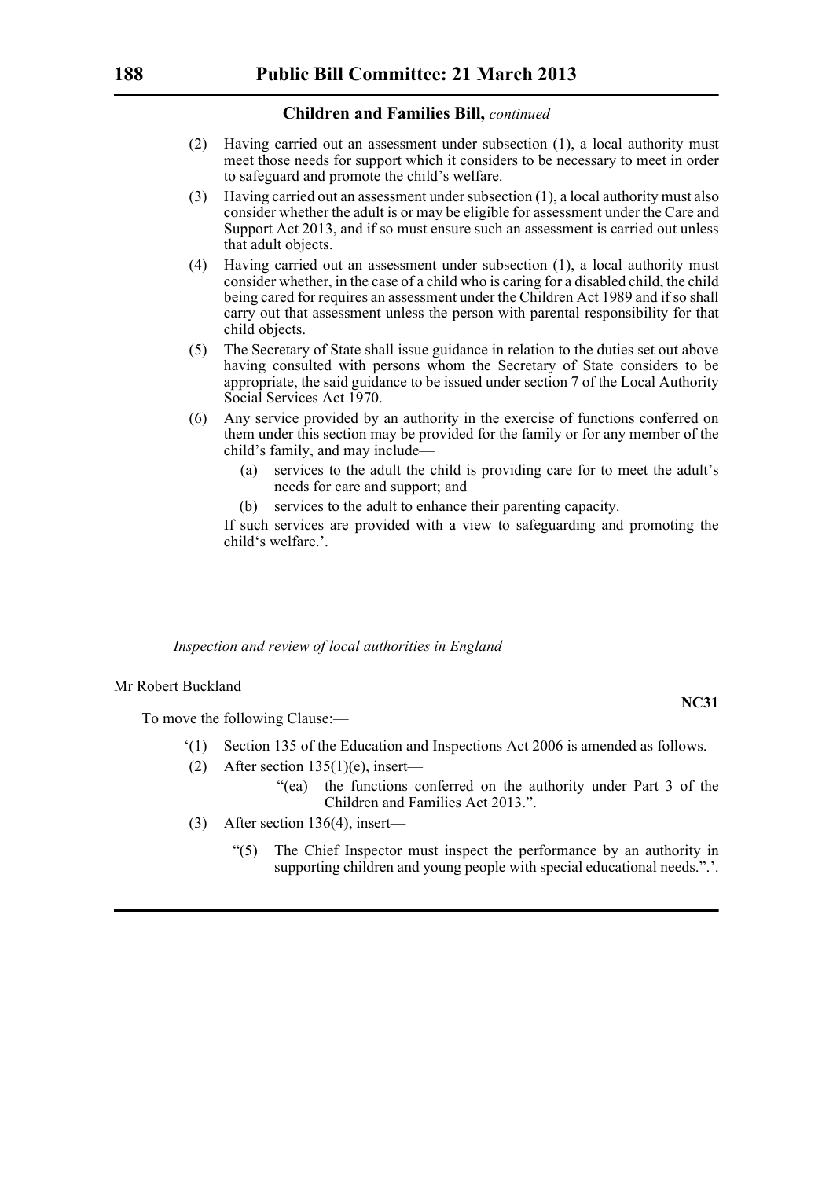(2) Having carried out an assessment under subsection (1), a local authority must meet those needs for support which it considers to be necessary to meet in order to safeguard and promote the child's welfare.

(3) Having carried out an assessment under subsection (1), a local authority must also consider whether the adult is or may be eligible for assessment under the Care and Support Act 2013, and if so must ensure such an assessment is carried out unless that adult objects.

(4) Having carried out an assessment under subsection (1), a local authority must consider whether, in the case of a child who is caring for a disabled child, the child being cared for requires an assessment under the Children Act 1989 and if so shall carry out that assessment unless the person with parental responsibility for that child objects.

(5) The Secretary of State shall issue guidance in relation to the duties set out above having consulted with persons whom the Secretary of State considers to be appropriate, the said guidance to be issued under section 7 of the Local Authority Social Services Act 1970.

(6) Any service provided by an authority in the exercise of functions conferred on them under this section may be provided for the family or for any member of the child's family, and may include—

(a) services to the adult the child is providing care for to meet the adult's needs for care and support; and

(b) services to the adult to enhance their parenting capacity.

If such services are provided with a view to safeguarding and promoting the child's welfare.'.

---

*Inspection and review of local authorities in England*

Mr Robert Buckland

**NC31**

To move the following Clause:—

'(1) Section 135 of the Education and Inspections Act 2006 is amended as follows.

(2) After section 135(1)(e), insert—

"(ea) the functions conferred on the authority under Part 3 of the Children and Families Act 2013.".

(3) After section 136(4), insert—

"(5) The Chief Inspector must inspect the performance by an authority in supporting children and young people with special educational needs.".'.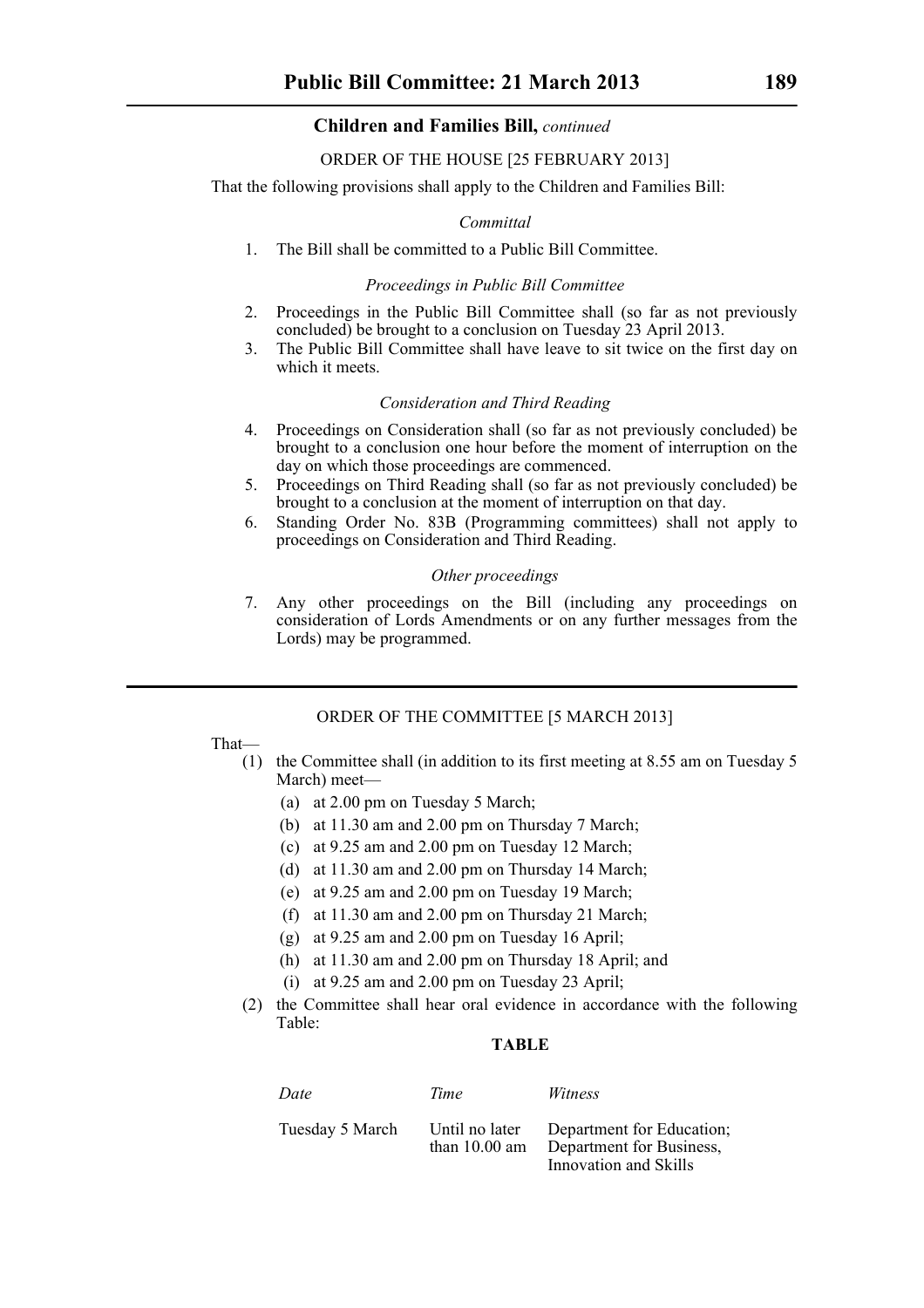**Children and Families Bill,** *continued*

ORDER OF THE HOUSE [25 FEBRUARY 2013]

That the following provisions shall apply to the Children and Families Bill:

*Committal*

1. The Bill shall be committed to a Public Bill Committee.

*Proceedings in Public Bill Committee*

2. Proceedings in the Public Bill Committee shall (so far as not previously concluded) be brought to a conclusion on Tuesday 23 April 2013.
3. The Public Bill Committee shall have leave to sit twice on the first day on which it meets.

*Consideration and Third Reading*

4. Proceedings on Consideration shall (so far as not previously concluded) be brought to a conclusion one hour before the moment of interruption on the day on which those proceedings are commenced.
5. Proceedings on Third Reading shall (so far as not previously concluded) be brought to a conclusion at the moment of interruption on that day.
6. Standing Order No. 83B (Programming committees) shall not apply to proceedings on Consideration and Third Reading.

*Other proceedings*

7. Any other proceedings on the Bill (including any proceedings on consideration of Lords Amendments or on any further messages from the Lords) may be programmed.

---

ORDER OF THE COMMITTEE [5 MARCH 2013]

That—

(1) the Committee shall (in addition to its first meeting at 8.55 am on Tuesday 5 March) meet—
   (a) at 2.00 pm on Tuesday 5 March;
   (b) at 11.30 am and 2.00 pm on Thursday 7 March;
   (c) at 9.25 am and 2.00 pm on Tuesday 12 March;
   (d) at 11.30 am and 2.00 pm on Thursday 14 March;
   (e) at 9.25 am and 2.00 pm on Tuesday 19 March;
   (f) at 11.30 am and 2.00 pm on Thursday 21 March;
   (g) at 9.25 am and 2.00 pm on Tuesday 16 April;
   (h) at 11.30 am and 2.00 pm on Thursday 18 April; and
   (i) at 9.25 am and 2.00 pm on Tuesday 23 April;

(2) the Committee shall hear oral evidence in accordance with the following Table:

**TABLE**

| *Date* | *Time* | *Witness* |
|---|---|---|
| Tuesday 5 March | Until no later than 10.00 am | Department for Education; Department for Business, Innovation and Skills |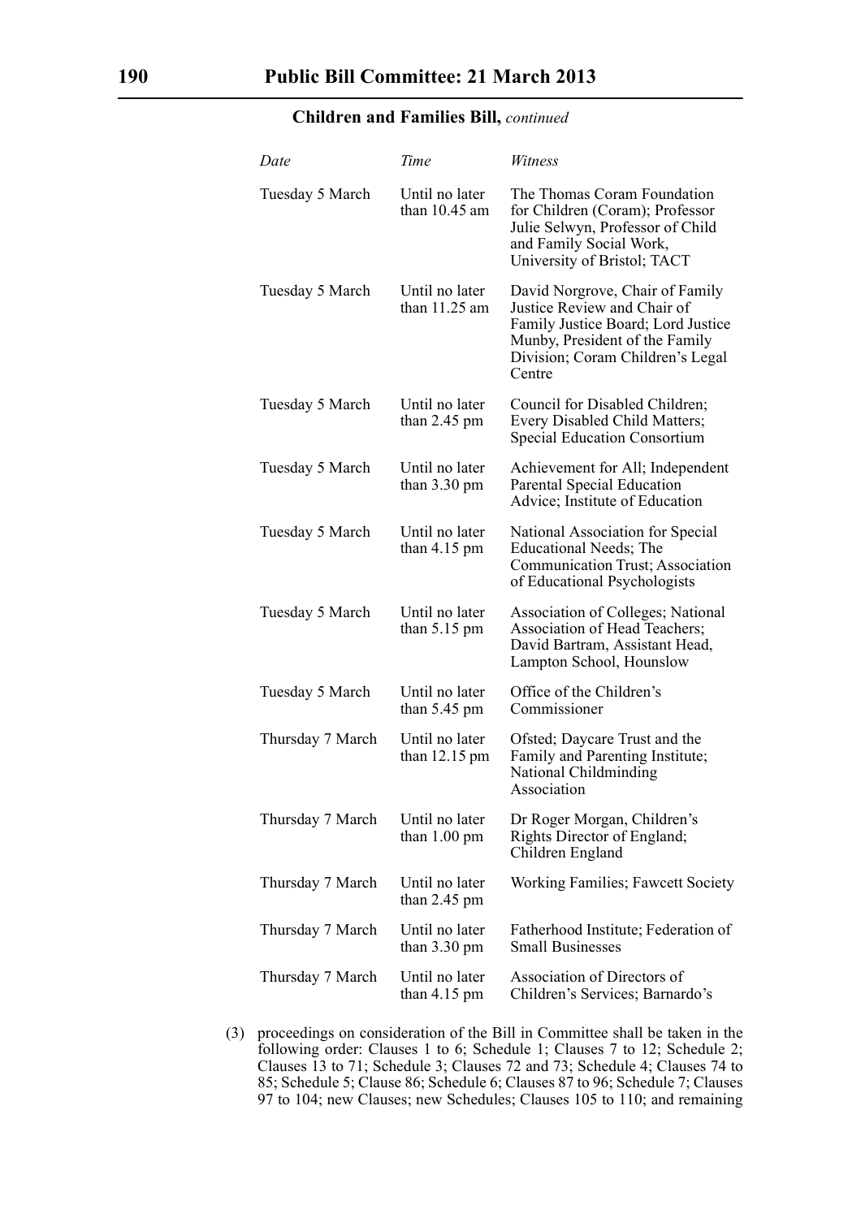**Children and Families Bill,** *continued*

| *Date* | *Time* | *Witness* |
| --- | --- | --- |
| Tuesday 5 March | Until no later than 10.45 am | The Thomas Coram Foundation for Children (Coram); Professor Julie Selwyn, Professor of Child and Family Social Work, University of Bristol; TACT |
| Tuesday 5 March | Until no later than 11.25 am | David Norgrove, Chair of Family Justice Review and Chair of Family Justice Board; Lord Justice Munby, President of the Family Division; Coram Children's Legal Centre |
| Tuesday 5 March | Until no later than 2.45 pm | Council for Disabled Children; Every Disabled Child Matters; Special Education Consortium |
| Tuesday 5 March | Until no later than 3.30 pm | Achievement for All; Independent Parental Special Education Advice; Institute of Education |
| Tuesday 5 March | Until no later than 4.15 pm | National Association for Special Educational Needs; The Communication Trust; Association of Educational Psychologists |
| Tuesday 5 March | Until no later than 5.15 pm | Association of Colleges; National Association of Head Teachers; David Bartram, Assistant Head, Lampton School, Hounslow |
| Tuesday 5 March | Until no later than 5.45 pm | Office of the Children's Commissioner |
| Thursday 7 March | Until no later than 12.15 pm | Ofsted; Daycare Trust and the Family and Parenting Institute; National Childminding Association |
| Thursday 7 March | Until no later than 1.00 pm | Dr Roger Morgan, Children's Rights Director of England; Children England |
| Thursday 7 March | Until no later than 2.45 pm | Working Families; Fawcett Society |
| Thursday 7 March | Until no later than 3.30 pm | Fatherhood Institute; Federation of Small Businesses |
| Thursday 7 March | Until no later than 4.15 pm | Association of Directors of Children's Services; Barnardo's |

(3) proceedings on consideration of the Bill in Committee shall be taken in the following order: Clauses 1 to 6; Schedule 1; Clauses 7 to 12; Schedule 2; Clauses 13 to 71; Schedule 3; Clauses 72 and 73; Schedule 4; Clauses 74 to 85; Schedule 5; Clause 86; Schedule 6; Clauses 87 to 96; Schedule 7; Clauses 97 to 104; new Clauses; new Schedules; Clauses 105 to 110; and remaining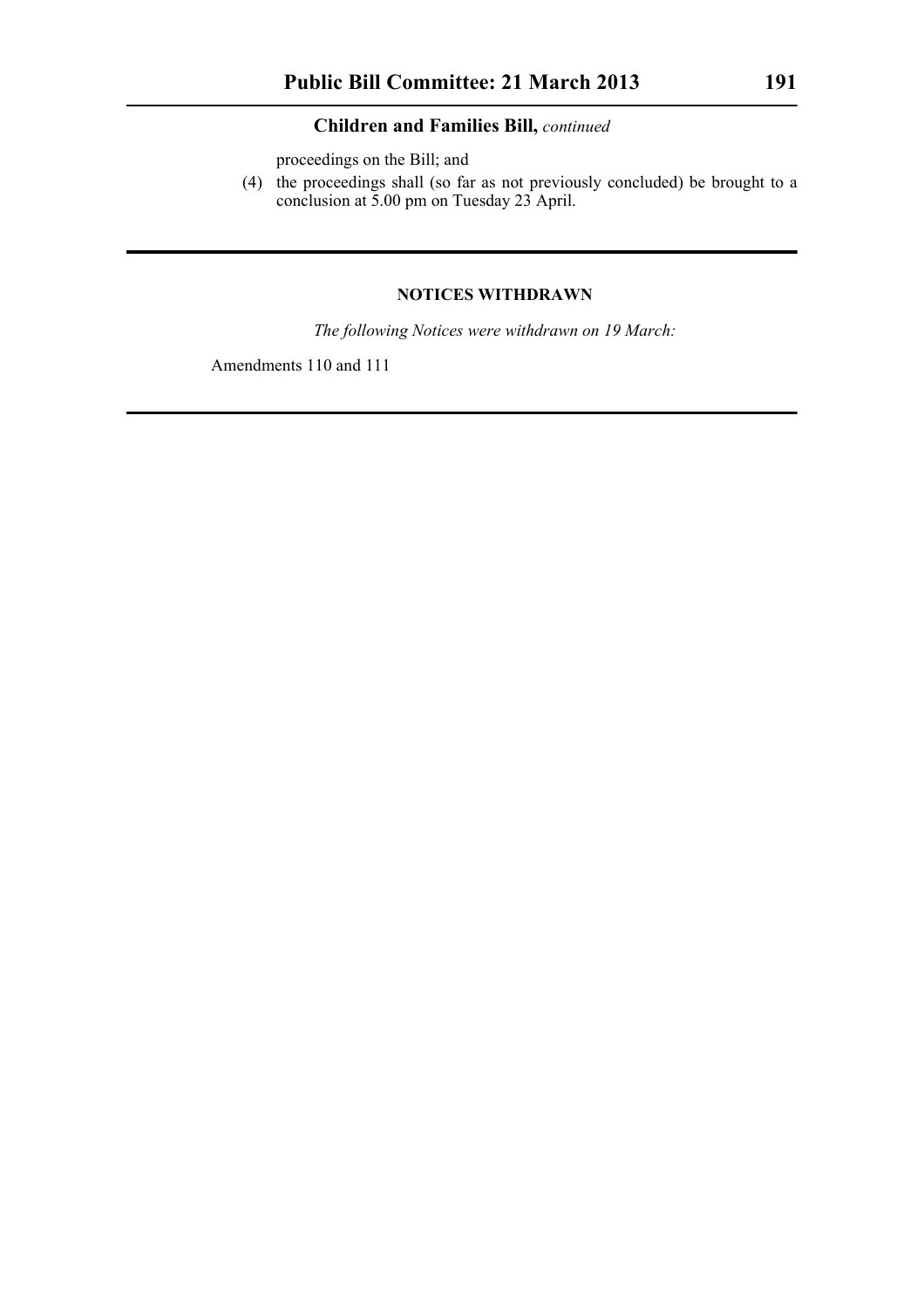proceedings on the Bill; and

(4) the proceedings shall (so far as not previously concluded) be brought to a conclusion at 5.00 pm on Tuesday 23 April.

## NOTICES WITHDRAWN

*The following Notices were withdrawn on 19 March:*

Amendments 110 and 111